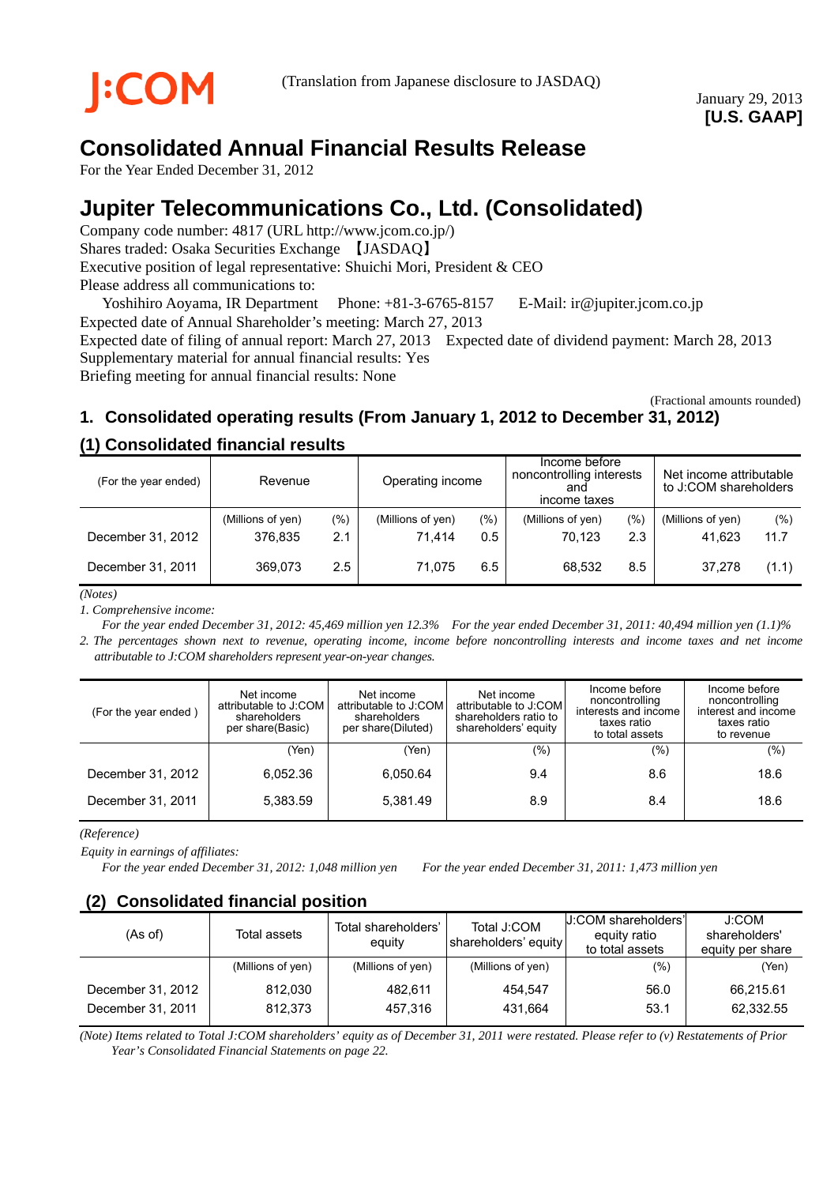J:COM

(Translation from Japanese disclosure to JASDAQ)

January 29, 2013
**[U.S. GAAP]**

# Consolidated Annual Financial Results Release

For the Year Ended December 31, 2012

# Jupiter Telecommunications Co., Ltd. (Consolidated)

Company code number: 4817 (URL http://www.jcom.co.jp/)
Shares traded: Osaka Securities Exchange 【JASDAQ】
Executive position of legal representative: Shuichi Mori, President & CEO
Please address all communications to:
Yoshihiro Aoyama, IR Department Phone: +81-3-6765-8157 E-Mail: ir@jupiter.jcom.co.jp
Expected date of Annual Shareholder's meeting: March 27, 2013
Expected date of filing of annual report: March 27, 2013 Expected date of dividend payment: March 28, 2013
Supplementary material for annual financial results: Yes
Briefing meeting for annual financial results: None

(Fractional amounts rounded)

## 1. Consolidated operating results (From January 1, 2012 to December 31, 2012)

### (1) Consolidated financial results

| (For the year ended) | Revenue | | Operating income | | Income before noncontrolling interests and income taxes | | Net income attributable to J:COM shareholders | |
|---|---|---|---|---|---|---|---|---|
| | (Millions of yen) | (%) | (Millions of yen) | (%) | (Millions of yen) | (%) | (Millions of yen) | (%) |
| December 31, 2012 | 376,835 | 2.1 | 71,414 | 0.5 | 70,123 | 2.3 | 41,623 | 11.7 |
| December 31, 2011 | 369,073 | 2.5 | 71,075 | 6.5 | 68,532 | 8.5 | 37,278 | (1.1) |

*(Notes)*

*1. Comprehensive income:*

*For the year ended December 31, 2012: 45,469 million yen 12.3% For the year ended December 31, 2011: 40,494 million yen (1.1)%*

*2. The percentages shown next to revenue, operating income, income before noncontrolling interests and income taxes and net income attributable to J:COM shareholders represent year-on-year changes.*

| (For the year ended ) | Net income attributable to J:COM shareholders per share(Basic) | Net income attributable to J:COM shareholders per share(Diluted) | Net income attributable to J:COM shareholders ratio to shareholders' equity | Income before noncontrolling interests and income taxes ratio to total assets | Income before noncontrolling interest and income taxes ratio to revenue |
|---|---|---|---|---|---|
| | (Yen) | (Yen) | (%) | (%) | (%) |
| December 31, 2012 | 6,052.36 | 6,050.64 | 9.4 | 8.6 | 18.6 |
| December 31, 2011 | 5,383.59 | 5,381.49 | 8.9 | 8.4 | 18.6 |

*(Reference)*

*Equity in earnings of affiliates:*

*For the year ended December 31, 2012: 1,048 million yen For the year ended December 31, 2011: 1,473 million yen*

### (2) Consolidated financial position

| (As of) | Total assets | Total shareholders' equity | Total J:COM shareholders' equity | J:COM shareholders' equity ratio to total assets | J:COM shareholders' equity per share |
|---|---|---|---|---|---|
| | (Millions of yen) | (Millions of yen) | (Millions of yen) | (%) | (Yen) |
| December 31, 2012 | 812,030 | 482,611 | 454,547 | 56.0 | 66,215.61 |
| December 31, 2011 | 812,373 | 457,316 | 431,664 | 53.1 | 62,332.55 |

*(Note) Items related to Total J:COM shareholders' equity as of December 31, 2011 were restated. Please refer to (v) Restatements of Prior Year's Consolidated Financial Statements on page 22.*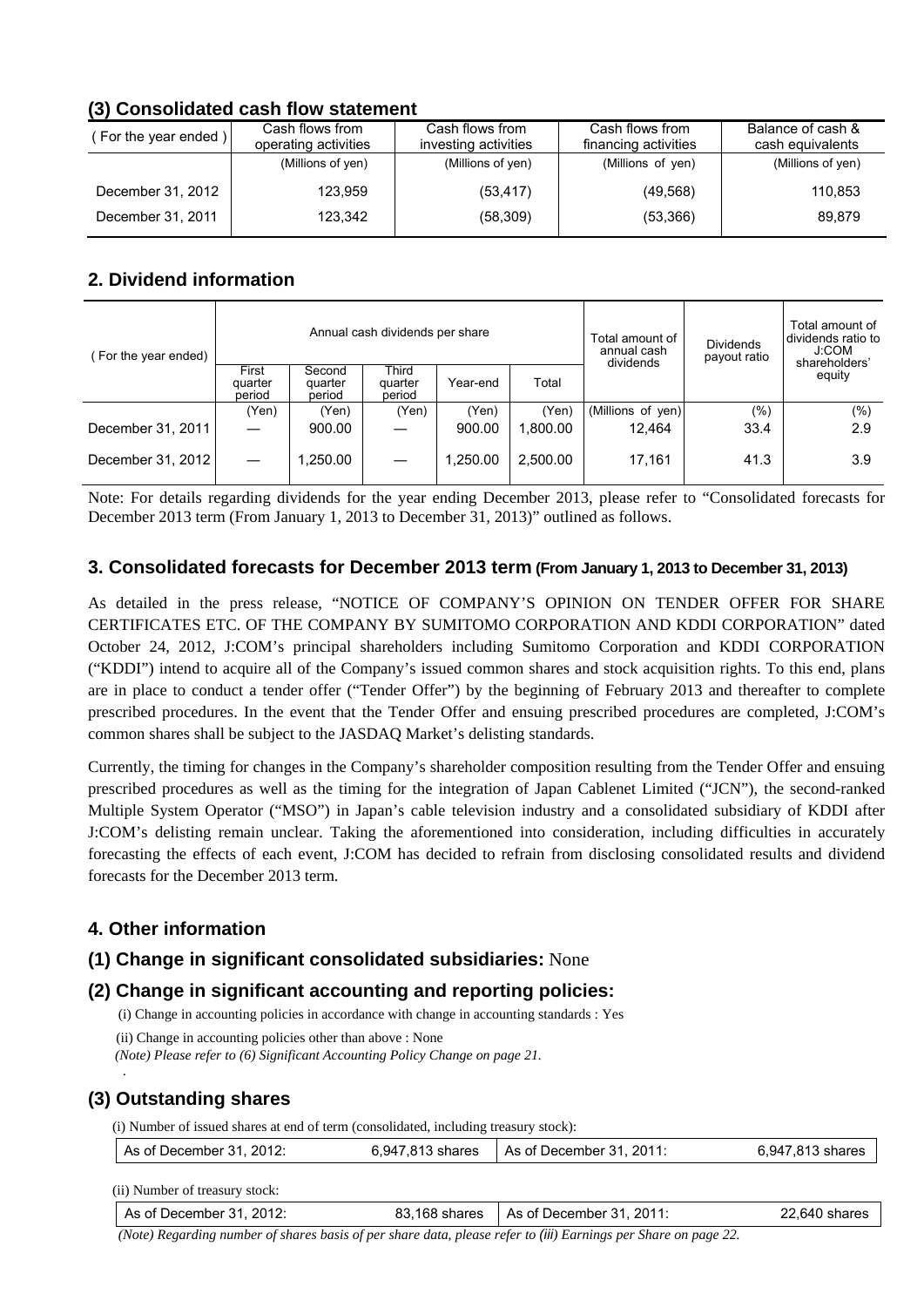### (3) Consolidated cash flow statement

| ( For the year ended ) | Cash flows from operating activities | Cash flows from investing activities | Cash flows from financing activities | Balance of cash & cash equivalents |
|---|---|---|---|---|
| | (Millions of yen) | (Millions of yen) | (Millions of yen) | (Millions of yen) |
| December 31, 2012 | 123,959 | (53,417) | (49,568) | 110,853 |
| December 31, 2011 | 123,342 | (58,309) | (53,366) | 89,879 |

## 2. Dividend information

| ( For the year ended) | Annual cash dividends per share | | | | | Total amount of annual cash dividends | Dividends payout ratio | Total amount of dividends ratio to J:COM shareholders' equity |
|---|---|---|---|---|---|---|---|---|
| | First quarter period | Second quarter period | Third quarter period | Year-end | Total | | | |
| | (Yen) | (Yen) | (Yen) | (Yen) | (Yen) | (Millions of yen) | (%) | (%) |
| December 31, 2011 | — | 900.00 | — | 900.00 | 1,800.00 | 12,464 | 33.4 | 2.9 |
| December 31, 2012 | — | 1,250.00 | — | 1,250.00 | 2,500.00 | 17,161 | 41.3 | 3.9 |

Note: For details regarding dividends for the year ending December 2013, please refer to "Consolidated forecasts for December 2013 term (From January 1, 2013 to December 31, 2013)" outlined as follows.

## 3. Consolidated forecasts for December 2013 term (From January 1, 2013 to December 31, 2013)

As detailed in the press release, "NOTICE OF COMPANY'S OPINION ON TENDER OFFER FOR SHARE CERTIFICATES ETC. OF THE COMPANY BY SUMITOMO CORPORATION AND KDDI CORPORATION" dated October 24, 2012, J:COM's principal shareholders including Sumitomo Corporation and KDDI CORPORATION ("KDDI") intend to acquire all of the Company's issued common shares and stock acquisition rights. To this end, plans are in place to conduct a tender offer ("Tender Offer") by the beginning of February 2013 and thereafter to complete prescribed procedures. In the event that the Tender Offer and ensuing prescribed procedures are completed, J:COM's common shares shall be subject to the JASDAQ Market's delisting standards.

Currently, the timing for changes in the Company's shareholder composition resulting from the Tender Offer and ensuing prescribed procedures as well as the timing for the integration of Japan Cablenet Limited ("JCN"), the second-ranked Multiple System Operator ("MSO") in Japan's cable television industry and a consolidated subsidiary of KDDI after J:COM's delisting remain unclear. Taking the aforementioned into consideration, including difficulties in accurately forecasting the effects of each event, J:COM has decided to refrain from disclosing consolidated results and dividend forecasts for the December 2013 term.

## 4. Other information

### (1) Change in significant consolidated subsidiaries: None

### (2) Change in significant accounting and reporting policies:

(i) Change in accounting policies in accordance with change in accounting standards : Yes

(ii) Change in accounting policies other than above : None

*(Note) Please refer to (6) Significant Accounting Policy Change on page 21.*

### (3) Outstanding shares

(i) Number of issued shares at end of term (consolidated, including treasury stock):

| As of December 31, 2012: | 6,947,813 shares | As of December 31, 2011: | 6,947,813 shares |
|---|---|---|---|

(ii) Number of treasury stock:

| As of December 31, 2012: | 83,168 shares | As of December 31, 2011: | 22,640 shares |
|---|---|---|---|

*(Note) Regarding number of shares basis of per share data, please refer to (iii) Earnings per Share on page 22.*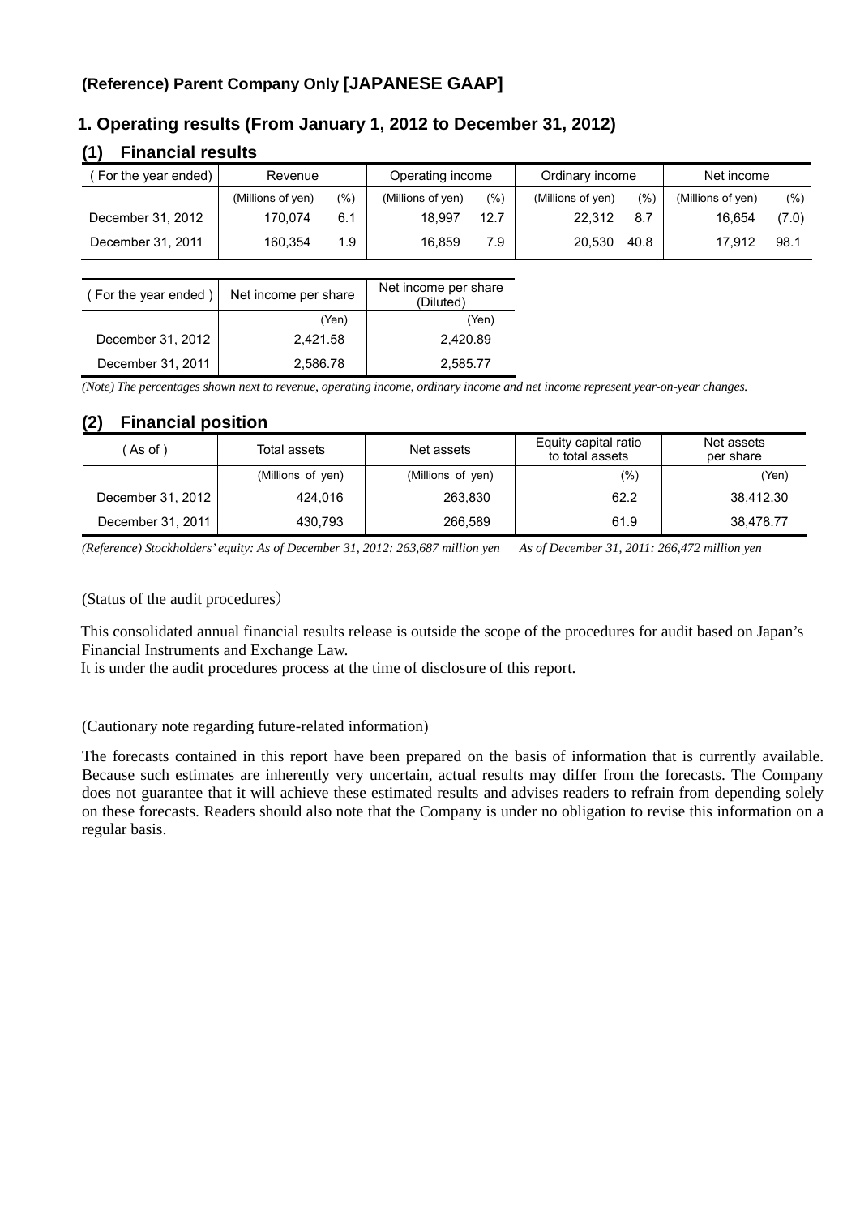### (Reference) Parent Company Only [JAPANESE GAAP]

## 1. Operating results (From January 1, 2012 to December 31, 2012)

### (1) Financial results

| ( For the year ended) | Revenue | | Operating income | | Ordinary income | | Net income | |
|---|---|---|---|---|---|---|---|---|
| | (Millions of yen) | (%) | (Millions of yen) | (%) | (Millions of yen) | (%) | (Millions of yen) | (%) |
| December 31, 2012 | 170,074 | 6.1 | 18,997 | 12.7 | 22,312 | 8.7 | 16,654 | (7.0) |
| December 31, 2011 | 160,354 | 1.9 | 16,859 | 7.9 | 20,530 | 40.8 | 17,912 | 98.1 |

| ( For the year ended ) | Net income per share | Net income per share (Diluted) |
|---|---|---|
| | (Yen) | (Yen) |
| December 31, 2012 | 2,421.58 | 2,420.89 |
| December 31, 2011 | 2,586.78 | 2,585.77 |

*(Note) The percentages shown next to revenue, operating income, ordinary income and net income represent year-on-year changes.*

### (2) Financial position

| ( As of ) | Total assets | Net assets | Equity capital ratio to total assets | Net assets per share |
|---|---|---|---|---|
| | (Millions of yen) | (Millions of yen) | (%) | (Yen) |
| December 31, 2012 | 424,016 | 263,830 | 62.2 | 38,412.30 |
| December 31, 2011 | 430,793 | 266,589 | 61.9 | 38,478.77 |

*(Reference) Stockholders' equity: As of December 31, 2012: 263,687 million yen As of December 31, 2011: 266,472 million yen*

(Status of the audit procedures)

This consolidated annual financial results release is outside the scope of the procedures for audit based on Japan's Financial Instruments and Exchange Law.
It is under the audit procedures process at the time of disclosure of this report.

(Cautionary note regarding future-related information)

The forecasts contained in this report have been prepared on the basis of information that is currently available. Because such estimates are inherently very uncertain, actual results may differ from the forecasts. The Company does not guarantee that it will achieve these estimated results and advises readers to refrain from depending solely on these forecasts. Readers should also note that the Company is under no obligation to revise this information on a regular basis.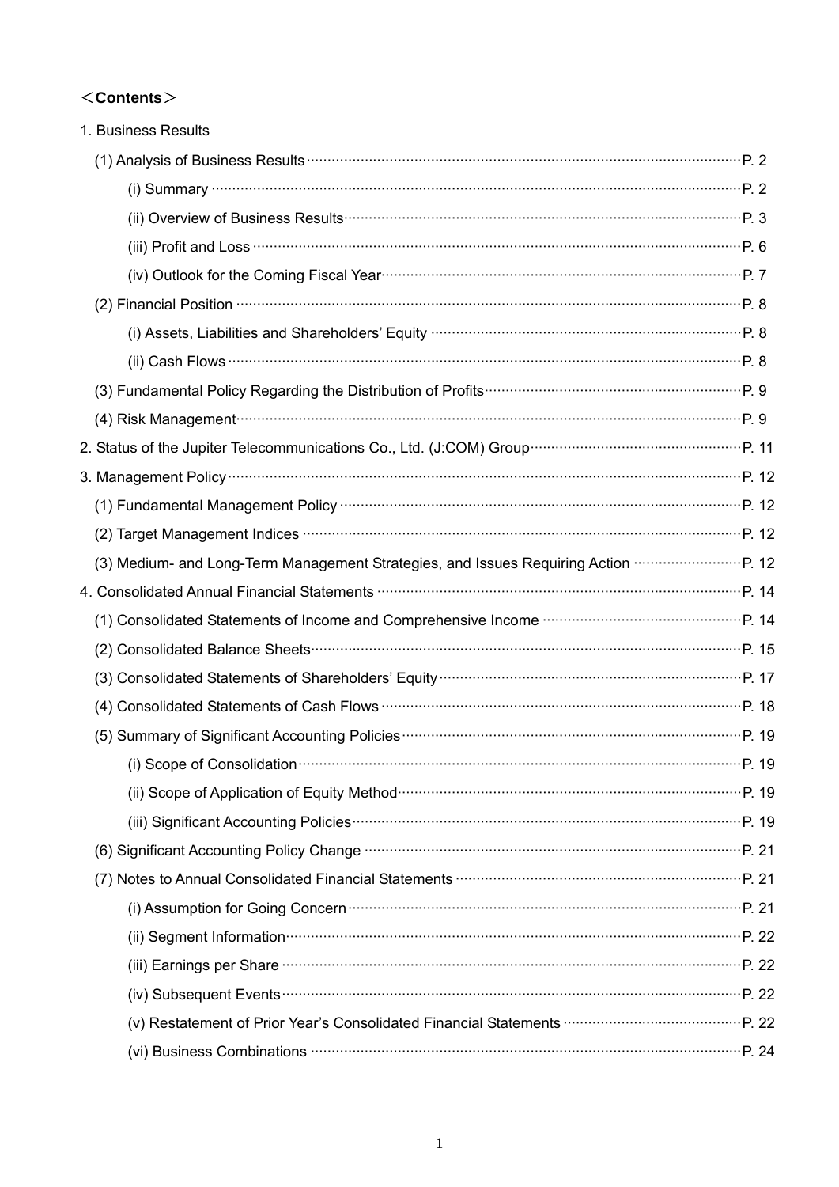## <Contents>

1. Business Results

(1) Analysis of Business Results ......... P. 2

(i) Summary ......... P. 2

(ii) Overview of Business Results ......... P. 3

(iii) Profit and Loss ......... P. 6

(iv) Outlook for the Coming Fiscal Year ......... P. 7

(2) Financial Position ......... P. 8

(i) Assets, Liabilities and Shareholders' Equity ......... P. 8

(ii) Cash Flows ......... P. 8

(3) Fundamental Policy Regarding the Distribution of Profits ......... P. 9

(4) Risk Management ......... P. 9

2. Status of the Jupiter Telecommunications Co., Ltd. (J:COM) Group ......... P. 11

3. Management Policy ......... P. 12

(1) Fundamental Management Policy ......... P. 12

(2) Target Management Indices ......... P. 12

(3) Medium- and Long-Term Management Strategies, and Issues Requiring Action ......... P. 12

4. Consolidated Annual Financial Statements ......... P. 14

(1) Consolidated Statements of Income and Comprehensive Income ......... P. 14

(2) Consolidated Balance Sheets ......... P. 15

(3) Consolidated Statements of Shareholders' Equity ......... P. 17

(4) Consolidated Statements of Cash Flows ......... P. 18

(5) Summary of Significant Accounting Policies ......... P. 19

(i) Scope of Consolidation ......... P. 19

(ii) Scope of Application of Equity Method ......... P. 19

(iii) Significant Accounting Policies ......... P. 19

(6) Significant Accounting Policy Change ......... P. 21

(7) Notes to Annual Consolidated Financial Statements ......... P. 21

(i) Assumption for Going Concern ......... P. 21

(ii) Segment Information ......... P. 22

(iii) Earnings per Share ......... P. 22

(iv) Subsequent Events ......... P. 22

(v) Restatement of Prior Year's Consolidated Financial Statements ......... P. 22

(vi) Business Combinations ......... P. 24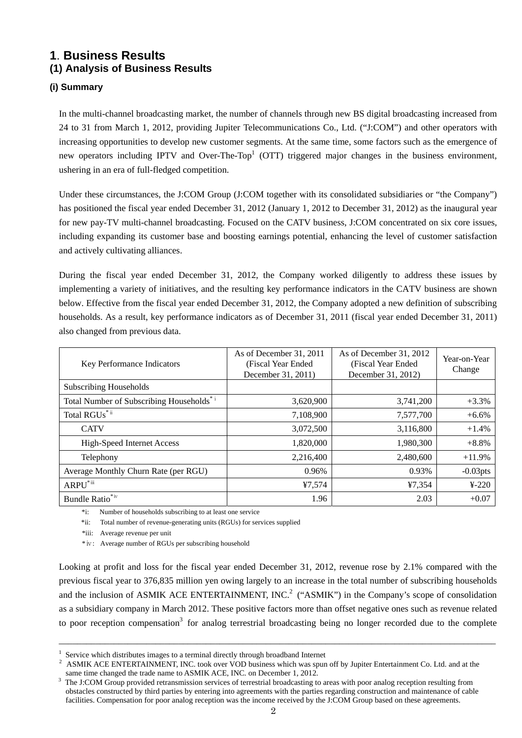# 1. Business Results
## (1) Analysis of Business Results

### (i) Summary

In the multi-channel broadcasting market, the number of channels through new BS digital broadcasting increased from 24 to 31 from March 1, 2012, providing Jupiter Telecommunications Co., Ltd. ("J:COM") and other operators with increasing opportunities to develop new customer segments. At the same time, some factors such as the emergence of new operators including IPTV and Over-The-Top[1] (OTT) triggered major changes in the business environment, ushering in an era of full-fledged competition.

Under these circumstances, the J:COM Group (J:COM together with its consolidated subsidiaries or "the Company") has positioned the fiscal year ended December 31, 2012 (January 1, 2012 to December 31, 2012) as the inaugural year for new pay-TV multi-channel broadcasting. Focused on the CATV business, J:COM concentrated on six core issues, including expanding its customer base and boosting earnings potential, enhancing the level of customer satisfaction and actively cultivating alliances.

During the fiscal year ended December 31, 2012, the Company worked diligently to address these issues by implementing a variety of initiatives, and the resulting key performance indicators in the CATV business are shown below. Effective from the fiscal year ended December 31, 2012, the Company adopted a new definition of subscribing households. As a result, key performance indicators as of December 31, 2011 (fiscal year ended December 31, 2011) also changed from previous data.

| Key Performance Indicators | As of December 31, 2011 (Fiscal Year Ended December 31, 2011) | As of December 31, 2012 (Fiscal Year Ended December 31, 2012) | Year-on-Year Change |
|---|---|---|---|
| Subscribing Households | | | |
| Total Number of Subscribing Households*i | 3,620,900 | 3,741,200 | +3.3% |
| Total RGUs*ii | 7,108,900 | 7,577,700 | +6.6% |
| CATV | 3,072,500 | 3,116,800 | +1.4% |
| High-Speed Internet Access | 1,820,000 | 1,980,300 | +8.8% |
| Telephony | 2,216,400 | 2,480,600 | +11.9% |
| Average Monthly Churn Rate (per RGU) | 0.96% | 0.93% | -0.03pts |
| ARPU*iii | ¥7,574 | ¥7,354 | ¥-220 |
| Bundle Ratio*iv | 1.96 | 2.03 | +0.07 |

*i: Number of households subscribing to at least one service

*ii: Total number of revenue-generating units (RGUs) for services supplied

*iii: Average revenue per unit

*iv: Average number of RGUs per subscribing household

Looking at profit and loss for the fiscal year ended December 31, 2012, revenue rose by 2.1% compared with the previous fiscal year to 376,835 million yen owing largely to an increase in the total number of subscribing households and the inclusion of ASMIK ACE ENTERTAINMENT, INC.[2] ("ASMIK") in the Company's scope of consolidation as a subsidiary company in March 2012. These positive factors more than offset negative ones such as revenue related to poor reception compensation[3] for analog terrestrial broadcasting being no longer recorded due to the complete

---

[1] Service which distributes images to a terminal directly through broadband Internet

[2] ASMIK ACE ENTERTAINMENT, INC. took over VOD business which was spun off by Jupiter Entertainment Co. Ltd. and at the same time changed the trade name to ASMIK ACE, INC. on December 1, 2012.

[3] The J:COM Group provided retransmission services of terrestrial broadcasting to areas with poor analog reception resulting from obstacles constructed by third parties by entering into agreements with the parties regarding construction and maintenance of cable facilities. Compensation for poor analog reception was the income received by the J:COM Group based on these agreements.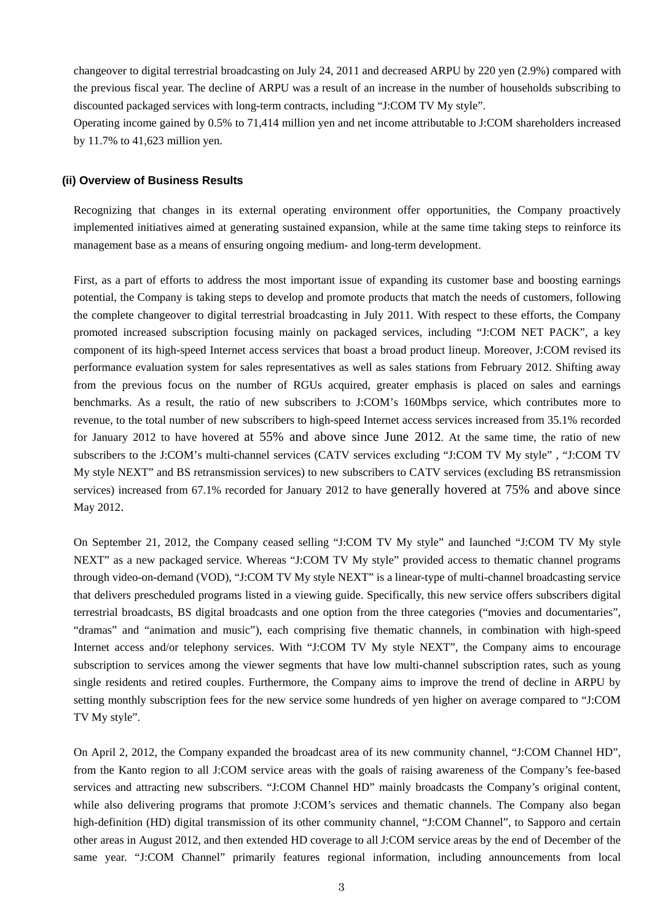changeover to digital terrestrial broadcasting on July 24, 2011 and decreased ARPU by 220 yen (2.9%) compared with the previous fiscal year. The decline of ARPU was a result of an increase in the number of households subscribing to discounted packaged services with long-term contracts, including "J:COM TV My style".

Operating income gained by 0.5% to 71,414 million yen and net income attributable to J:COM shareholders increased by 11.7% to 41,623 million yen.

### (ii) Overview of Business Results

Recognizing that changes in its external operating environment offer opportunities, the Company proactively implemented initiatives aimed at generating sustained expansion, while at the same time taking steps to reinforce its management base as a means of ensuring ongoing medium- and long-term development.

First, as a part of efforts to address the most important issue of expanding its customer base and boosting earnings potential, the Company is taking steps to develop and promote products that match the needs of customers, following the complete changeover to digital terrestrial broadcasting in July 2011. With respect to these efforts, the Company promoted increased subscription focusing mainly on packaged services, including "J:COM NET PACK", a key component of its high-speed Internet access services that boast a broad product lineup. Moreover, J:COM revised its performance evaluation system for sales representatives as well as sales stations from February 2012. Shifting away from the previous focus on the number of RGUs acquired, greater emphasis is placed on sales and earnings benchmarks. As a result, the ratio of new subscribers to J:COM's 160Mbps service, which contributes more to revenue, to the total number of new subscribers to high-speed Internet access services increased from 35.1% recorded for January 2012 to have hovered at 55% and above since June 2012. At the same time, the ratio of new subscribers to the J:COM's multi-channel services (CATV services excluding "J:COM TV My style" , "J:COM TV My style NEXT" and BS retransmission services) to new subscribers to CATV services (excluding BS retransmission services) increased from 67.1% recorded for January 2012 to have generally hovered at 75% and above since May 2012.

On September 21, 2012, the Company ceased selling "J:COM TV My style" and launched "J:COM TV My style NEXT" as a new packaged service. Whereas "J:COM TV My style" provided access to thematic channel programs through video-on-demand (VOD), "J:COM TV My style NEXT" is a linear-type of multi-channel broadcasting service that delivers prescheduled programs listed in a viewing guide. Specifically, this new service offers subscribers digital terrestrial broadcasts, BS digital broadcasts and one option from the three categories ("movies and documentaries", "dramas" and "animation and music"), each comprising five thematic channels, in combination with high-speed Internet access and/or telephony services. With "J:COM TV My style NEXT", the Company aims to encourage subscription to services among the viewer segments that have low multi-channel subscription rates, such as young single residents and retired couples. Furthermore, the Company aims to improve the trend of decline in ARPU by setting monthly subscription fees for the new service some hundreds of yen higher on average compared to "J:COM TV My style".

On April 2, 2012, the Company expanded the broadcast area of its new community channel, "J:COM Channel HD", from the Kanto region to all J:COM service areas with the goals of raising awareness of the Company's fee-based services and attracting new subscribers. "J:COM Channel HD" mainly broadcasts the Company's original content, while also delivering programs that promote J:COM's services and thematic channels. The Company also began high-definition (HD) digital transmission of its other community channel, "J:COM Channel", to Sapporo and certain other areas in August 2012, and then extended HD coverage to all J:COM service areas by the end of December of the same year. "J:COM Channel" primarily features regional information, including announcements from local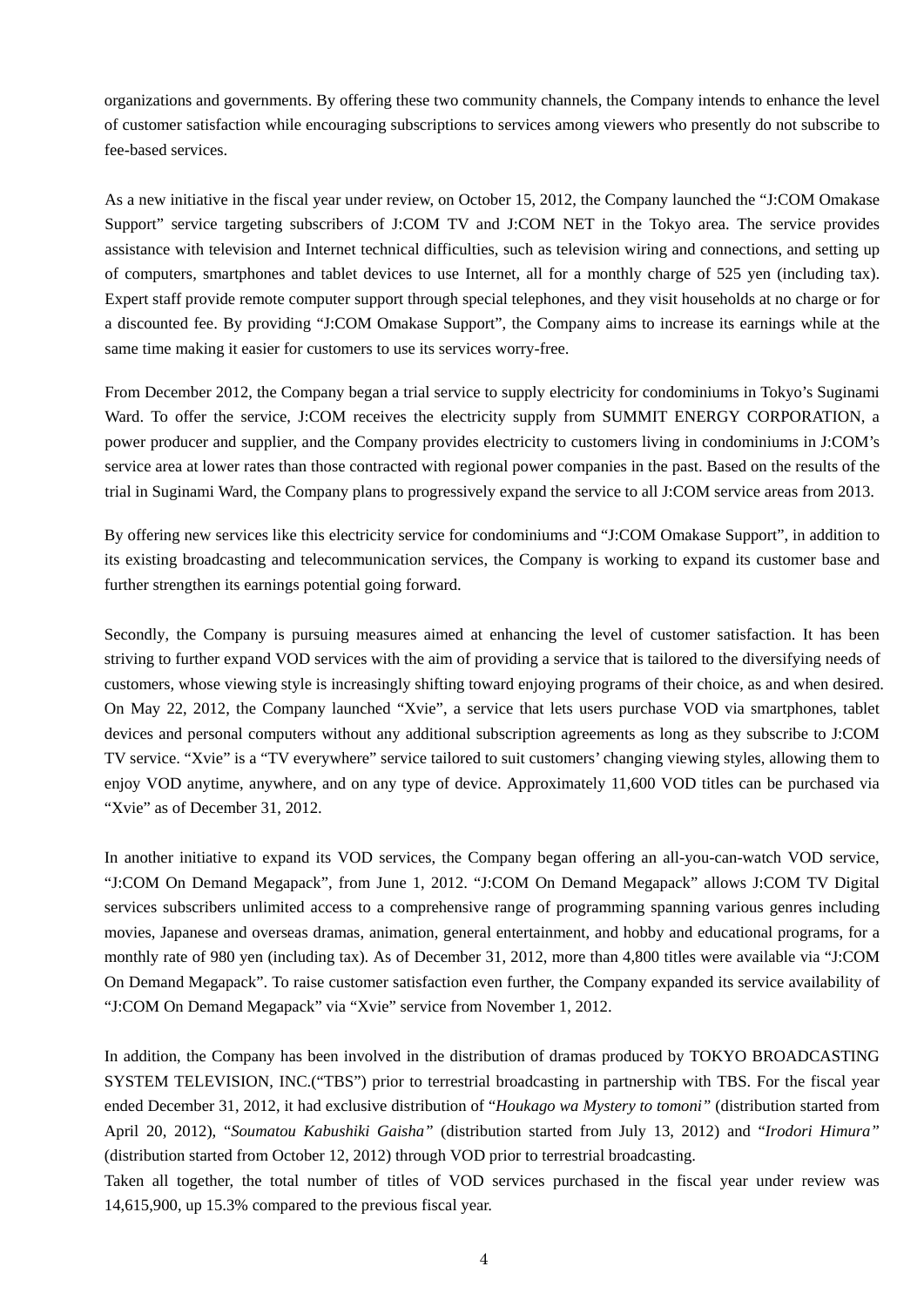organizations and governments. By offering these two community channels, the Company intends to enhance the level of customer satisfaction while encouraging subscriptions to services among viewers who presently do not subscribe to fee-based services.

As a new initiative in the fiscal year under review, on October 15, 2012, the Company launched the "J:COM Omakase Support" service targeting subscribers of J:COM TV and J:COM NET in the Tokyo area. The service provides assistance with television and Internet technical difficulties, such as television wiring and connections, and setting up of computers, smartphones and tablet devices to use Internet, all for a monthly charge of 525 yen (including tax). Expert staff provide remote computer support through special telephones, and they visit households at no charge or for a discounted fee. By providing "J:COM Omakase Support", the Company aims to increase its earnings while at the same time making it easier for customers to use its services worry-free.

From December 2012, the Company began a trial service to supply electricity for condominiums in Tokyo's Suginami Ward. To offer the service, J:COM receives the electricity supply from SUMMIT ENERGY CORPORATION, a power producer and supplier, and the Company provides electricity to customers living in condominiums in J:COM's service area at lower rates than those contracted with regional power companies in the past. Based on the results of the trial in Suginami Ward, the Company plans to progressively expand the service to all J:COM service areas from 2013.

By offering new services like this electricity service for condominiums and "J:COM Omakase Support", in addition to its existing broadcasting and telecommunication services, the Company is working to expand its customer base and further strengthen its earnings potential going forward.

Secondly, the Company is pursuing measures aimed at enhancing the level of customer satisfaction. It has been striving to further expand VOD services with the aim of providing a service that is tailored to the diversifying needs of customers, whose viewing style is increasingly shifting toward enjoying programs of their choice, as and when desired. On May 22, 2012, the Company launched "Xvie", a service that lets users purchase VOD via smartphones, tablet devices and personal computers without any additional subscription agreements as long as they subscribe to J:COM TV service. "Xvie" is a "TV everywhere" service tailored to suit customers' changing viewing styles, allowing them to enjoy VOD anytime, anywhere, and on any type of device. Approximately 11,600 VOD titles can be purchased via "Xvie" as of December 31, 2012.

In another initiative to expand its VOD services, the Company began offering an all-you-can-watch VOD service, "J:COM On Demand Megapack", from June 1, 2012. "J:COM On Demand Megapack" allows J:COM TV Digital services subscribers unlimited access to a comprehensive range of programming spanning various genres including movies, Japanese and overseas dramas, animation, general entertainment, and hobby and educational programs, for a monthly rate of 980 yen (including tax). As of December 31, 2012, more than 4,800 titles were available via "J:COM On Demand Megapack". To raise customer satisfaction even further, the Company expanded its service availability of "J:COM On Demand Megapack" via "Xvie" service from November 1, 2012.

In addition, the Company has been involved in the distribution of dramas produced by TOKYO BROADCASTING SYSTEM TELEVISION, INC.("TBS") prior to terrestrial broadcasting in partnership with TBS. For the fiscal year ended December 31, 2012, it had exclusive distribution of "*Houkago wa Mystery to tomoni*" (distribution started from April 20, 2012), "*Soumatou Kabushiki Gaisha*" (distribution started from July 13, 2012) and "*Irodori Himura*" (distribution started from October 12, 2012) through VOD prior to terrestrial broadcasting.

Taken all together, the total number of titles of VOD services purchased in the fiscal year under review was 14,615,900, up 15.3% compared to the previous fiscal year.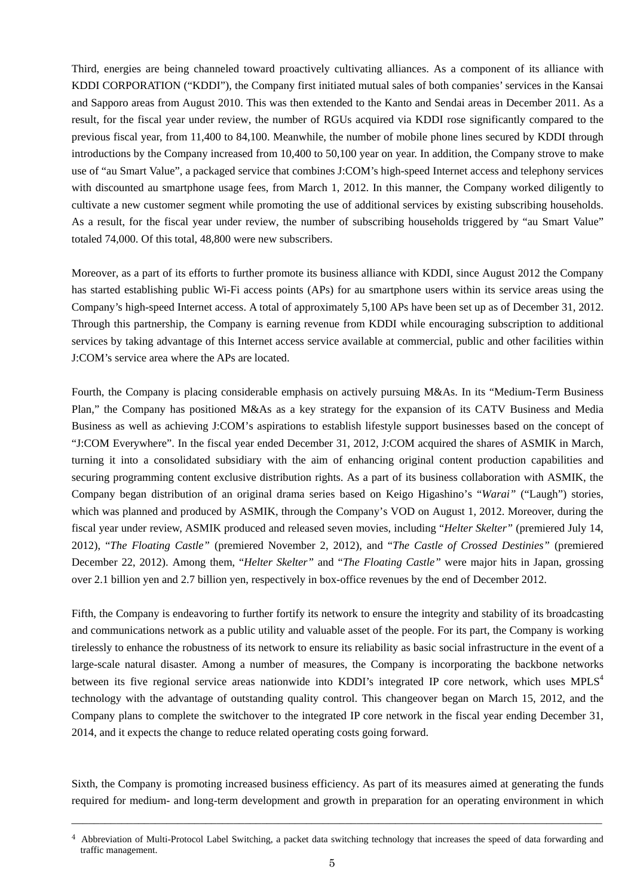Third, energies are being channeled toward proactively cultivating alliances. As a component of its alliance with KDDI CORPORATION ("KDDI"), the Company first initiated mutual sales of both companies' services in the Kansai and Sapporo areas from August 2010. This was then extended to the Kanto and Sendai areas in December 2011. As a result, for the fiscal year under review, the number of RGUs acquired via KDDI rose significantly compared to the previous fiscal year, from 11,400 to 84,100. Meanwhile, the number of mobile phone lines secured by KDDI through introductions by the Company increased from 10,400 to 50,100 year on year. In addition, the Company strove to make use of "au Smart Value", a packaged service that combines J:COM's high-speed Internet access and telephony services with discounted au smartphone usage fees, from March 1, 2012. In this manner, the Company worked diligently to cultivate a new customer segment while promoting the use of additional services by existing subscribing households. As a result, for the fiscal year under review, the number of subscribing households triggered by "au Smart Value" totaled 74,000. Of this total, 48,800 were new subscribers.

Moreover, as a part of its efforts to further promote its business alliance with KDDI, since August 2012 the Company has started establishing public Wi-Fi access points (APs) for au smartphone users within its service areas using the Company's high-speed Internet access. A total of approximately 5,100 APs have been set up as of December 31, 2012. Through this partnership, the Company is earning revenue from KDDI while encouraging subscription to additional services by taking advantage of this Internet access service available at commercial, public and other facilities within J:COM's service area where the APs are located.

Fourth, the Company is placing considerable emphasis on actively pursuing M&As. In its "Medium-Term Business Plan," the Company has positioned M&As as a key strategy for the expansion of its CATV Business and Media Business as well as achieving J:COM's aspirations to establish lifestyle support businesses based on the concept of "J:COM Everywhere". In the fiscal year ended December 31, 2012, J:COM acquired the shares of ASMIK in March, turning it into a consolidated subsidiary with the aim of enhancing original content production capabilities and securing programming content exclusive distribution rights. As a part of its business collaboration with ASMIK, the Company began distribution of an original drama series based on Keigo Higashino's "*Warai*" ("Laugh") stories, which was planned and produced by ASMIK, through the Company's VOD on August 1, 2012. Moreover, during the fiscal year under review, ASMIK produced and released seven movies, including "*Helter Skelter*" (premiered July 14, 2012), "*The Floating Castle*" (premiered November 2, 2012), and "*The Castle of Crossed Destinies*" (premiered December 22, 2012). Among them, "*Helter Skelter*" and "*The Floating Castle*" were major hits in Japan, grossing over 2.1 billion yen and 2.7 billion yen, respectively in box-office revenues by the end of December 2012.

Fifth, the Company is endeavoring to further fortify its network to ensure the integrity and stability of its broadcasting and communications network as a public utility and valuable asset of the people. For its part, the Company is working tirelessly to enhance the robustness of its network to ensure its reliability as basic social infrastructure in the event of a large-scale natural disaster. Among a number of measures, the Company is incorporating the backbone networks between its five regional service areas nationwide into KDDI's integrated IP core network, which uses MPLS[4] technology with the advantage of outstanding quality control. This changeover began on March 15, 2012, and the Company plans to complete the switchover to the integrated IP core network in the fiscal year ending December 31, 2014, and it expects the change to reduce related operating costs going forward.

Sixth, the Company is promoting increased business efficiency. As part of its measures aimed at generating the funds required for medium- and long-term development and growth in preparation for an operating environment in which

---

[4] Abbreviation of Multi-Protocol Label Switching, a packet data switching technology that increases the speed of data forwarding and traffic management.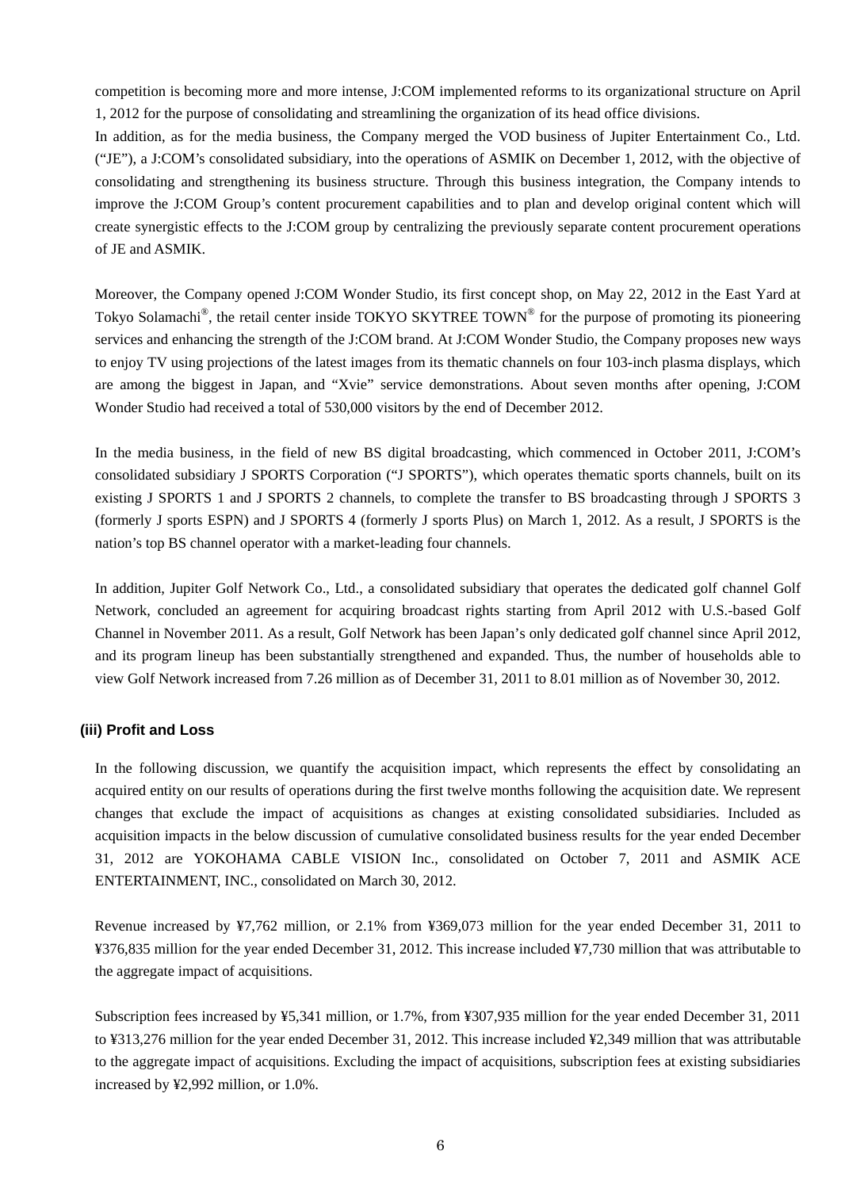competition is becoming more and more intense, J:COM implemented reforms to its organizational structure on April 1, 2012 for the purpose of consolidating and streamlining the organization of its head office divisions.

In addition, as for the media business, the Company merged the VOD business of Jupiter Entertainment Co., Ltd. ("JE"), a J:COM's consolidated subsidiary, into the operations of ASMIK on December 1, 2012, with the objective of consolidating and strengthening its business structure. Through this business integration, the Company intends to improve the J:COM Group's content procurement capabilities and to plan and develop original content which will create synergistic effects to the J:COM group by centralizing the previously separate content procurement operations of JE and ASMIK.

Moreover, the Company opened J:COM Wonder Studio, its first concept shop, on May 22, 2012 in the East Yard at Tokyo Solamachi®, the retail center inside TOKYO SKYTREE TOWN® for the purpose of promoting its pioneering services and enhancing the strength of the J:COM brand. At J:COM Wonder Studio, the Company proposes new ways to enjoy TV using projections of the latest images from its thematic channels on four 103-inch plasma displays, which are among the biggest in Japan, and "Xvie" service demonstrations. About seven months after opening, J:COM Wonder Studio had received a total of 530,000 visitors by the end of December 2012.

In the media business, in the field of new BS digital broadcasting, which commenced in October 2011, J:COM's consolidated subsidiary J SPORTS Corporation ("J SPORTS"), which operates thematic sports channels, built on its existing J SPORTS 1 and J SPORTS 2 channels, to complete the transfer to BS broadcasting through J SPORTS 3 (formerly J sports ESPN) and J SPORTS 4 (formerly J sports Plus) on March 1, 2012. As a result, J SPORTS is the nation's top BS channel operator with a market-leading four channels.

In addition, Jupiter Golf Network Co., Ltd., a consolidated subsidiary that operates the dedicated golf channel Golf Network, concluded an agreement for acquiring broadcast rights starting from April 2012 with U.S.-based Golf Channel in November 2011. As a result, Golf Network has been Japan's only dedicated golf channel since April 2012, and its program lineup has been substantially strengthened and expanded. Thus, the number of households able to view Golf Network increased from 7.26 million as of December 31, 2011 to 8.01 million as of November 30, 2012.

**(iii) Profit and Loss**

In the following discussion, we quantify the acquisition impact, which represents the effect by consolidating an acquired entity on our results of operations during the first twelve months following the acquisition date. We represent changes that exclude the impact of acquisitions as changes at existing consolidated subsidiaries. Included as acquisition impacts in the below discussion of cumulative consolidated business results for the year ended December 31, 2012 are YOKOHAMA CABLE VISION Inc., consolidated on October 7, 2011 and ASMIK ACE ENTERTAINMENT, INC., consolidated on March 30, 2012.

Revenue increased by ¥7,762 million, or 2.1% from ¥369,073 million for the year ended December 31, 2011 to ¥376,835 million for the year ended December 31, 2012. This increase included ¥7,730 million that was attributable to the aggregate impact of acquisitions.

Subscription fees increased by ¥5,341 million, or 1.7%, from ¥307,935 million for the year ended December 31, 2011 to ¥313,276 million for the year ended December 31, 2012. This increase included ¥2,349 million that was attributable to the aggregate impact of acquisitions. Excluding the impact of acquisitions, subscription fees at existing subsidiaries increased by ¥2,992 million, or 1.0%.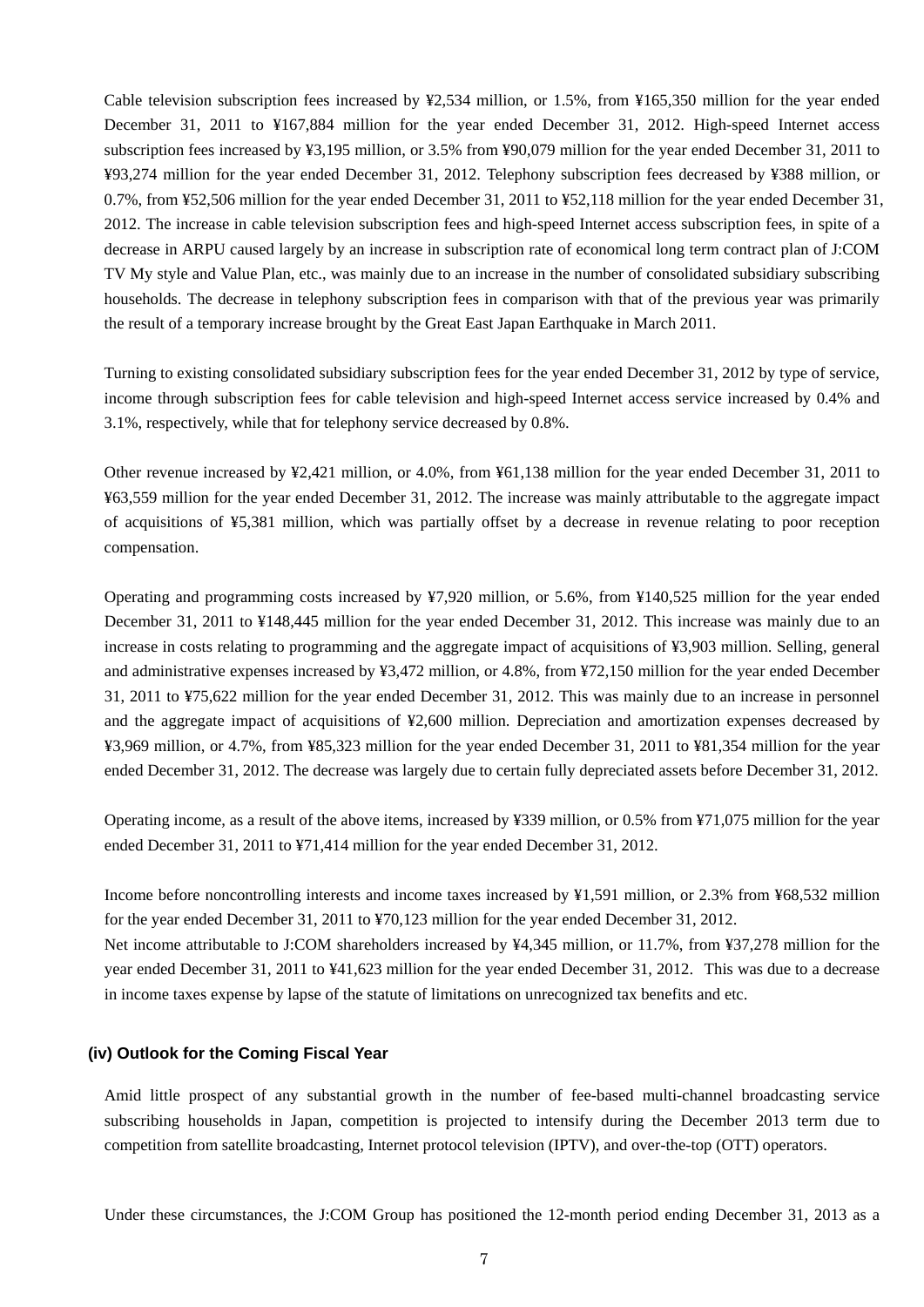Cable television subscription fees increased by ¥2,534 million, or 1.5%, from ¥165,350 million for the year ended December 31, 2011 to ¥167,884 million for the year ended December 31, 2012. High-speed Internet access subscription fees increased by ¥3,195 million, or 3.5% from ¥90,079 million for the year ended December 31, 2011 to ¥93,274 million for the year ended December 31, 2012. Telephony subscription fees decreased by ¥388 million, or 0.7%, from ¥52,506 million for the year ended December 31, 2011 to ¥52,118 million for the year ended December 31, 2012. The increase in cable television subscription fees and high-speed Internet access subscription fees, in spite of a decrease in ARPU caused largely by an increase in subscription rate of economical long term contract plan of J:COM TV My style and Value Plan, etc., was mainly due to an increase in the number of consolidated subsidiary subscribing households. The decrease in telephony subscription fees in comparison with that of the previous year was primarily the result of a temporary increase brought by the Great East Japan Earthquake in March 2011.

Turning to existing consolidated subsidiary subscription fees for the year ended December 31, 2012 by type of service, income through subscription fees for cable television and high-speed Internet access service increased by 0.4% and 3.1%, respectively, while that for telephony service decreased by 0.8%.

Other revenue increased by ¥2,421 million, or 4.0%, from ¥61,138 million for the year ended December 31, 2011 to ¥63,559 million for the year ended December 31, 2012. The increase was mainly attributable to the aggregate impact of acquisitions of ¥5,381 million, which was partially offset by a decrease in revenue relating to poor reception compensation.

Operating and programming costs increased by ¥7,920 million, or 5.6%, from ¥140,525 million for the year ended December 31, 2011 to ¥148,445 million for the year ended December 31, 2012. This increase was mainly due to an increase in costs relating to programming and the aggregate impact of acquisitions of ¥3,903 million. Selling, general and administrative expenses increased by ¥3,472 million, or 4.8%, from ¥72,150 million for the year ended December 31, 2011 to ¥75,622 million for the year ended December 31, 2012. This was mainly due to an increase in personnel and the aggregate impact of acquisitions of ¥2,600 million. Depreciation and amortization expenses decreased by ¥3,969 million, or 4.7%, from ¥85,323 million for the year ended December 31, 2011 to ¥81,354 million for the year ended December 31, 2012. The decrease was largely due to certain fully depreciated assets before December 31, 2012.

Operating income, as a result of the above items, increased by ¥339 million, or 0.5% from ¥71,075 million for the year ended December 31, 2011 to ¥71,414 million for the year ended December 31, 2012.

Income before noncontrolling interests and income taxes increased by ¥1,591 million, or 2.3% from ¥68,532 million for the year ended December 31, 2011 to ¥70,123 million for the year ended December 31, 2012.
Net income attributable to J:COM shareholders increased by ¥4,345 million, or 11.7%, from ¥37,278 million for the year ended December 31, 2011 to ¥41,623 million for the year ended December 31, 2012. This was due to a decrease in income taxes expense by lapse of the statute of limitations on unrecognized tax benefits and etc.

### (iv) Outlook for the Coming Fiscal Year

Amid little prospect of any substantial growth in the number of fee-based multi-channel broadcasting service subscribing households in Japan, competition is projected to intensify during the December 2013 term due to competition from satellite broadcasting, Internet protocol television (IPTV), and over-the-top (OTT) operators.

Under these circumstances, the J:COM Group has positioned the 12-month period ending December 31, 2013 as a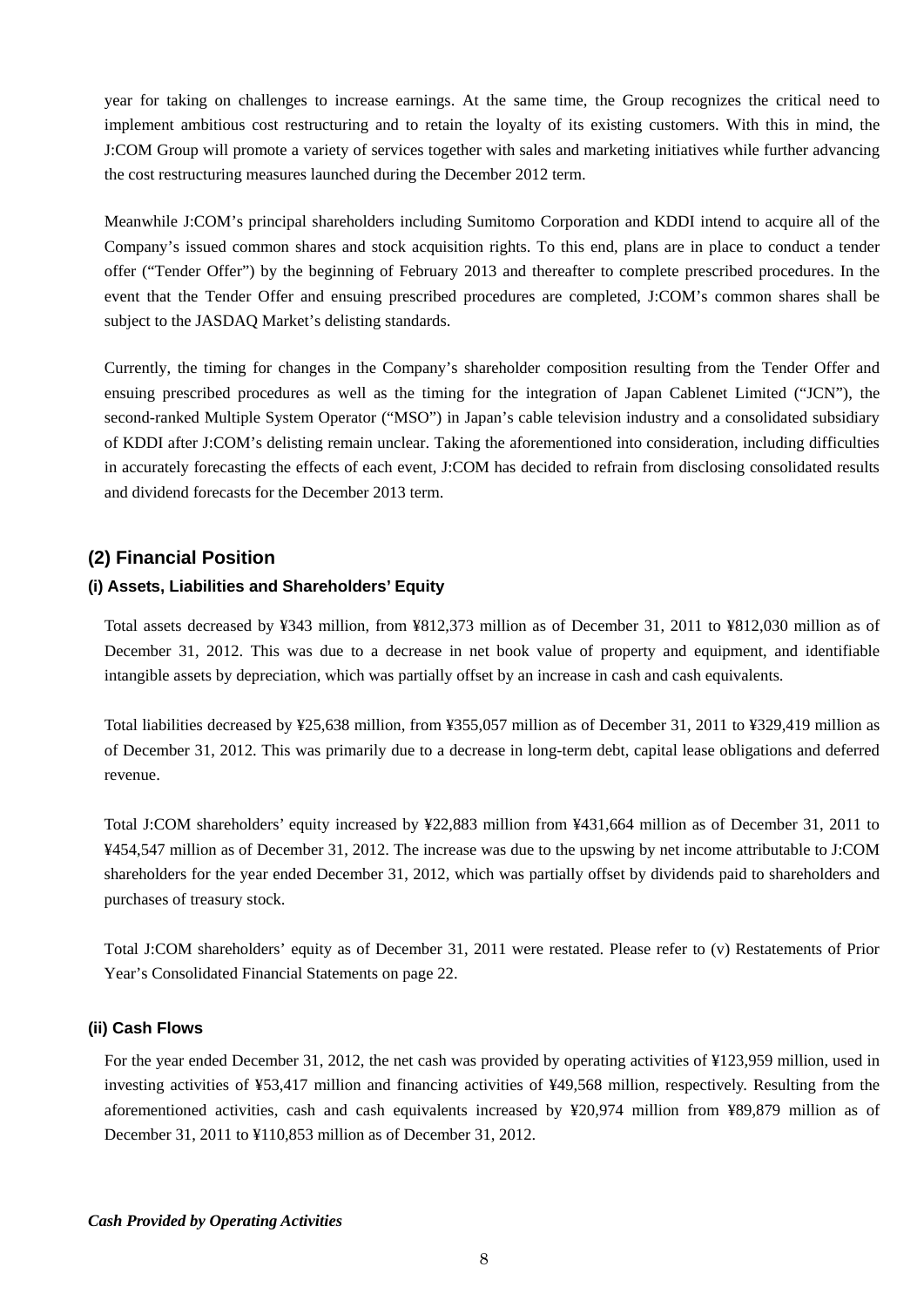year for taking on challenges to increase earnings. At the same time, the Group recognizes the critical need to implement ambitious cost restructuring and to retain the loyalty of its existing customers. With this in mind, the J:COM Group will promote a variety of services together with sales and marketing initiatives while further advancing the cost restructuring measures launched during the December 2012 term.

Meanwhile J:COM's principal shareholders including Sumitomo Corporation and KDDI intend to acquire all of the Company's issued common shares and stock acquisition rights. To this end, plans are in place to conduct a tender offer ("Tender Offer") by the beginning of February 2013 and thereafter to complete prescribed procedures. In the event that the Tender Offer and ensuing prescribed procedures are completed, J:COM's common shares shall be subject to the JASDAQ Market's delisting standards.

Currently, the timing for changes in the Company's shareholder composition resulting from the Tender Offer and ensuing prescribed procedures as well as the timing for the integration of Japan Cablenet Limited ("JCN"), the second-ranked Multiple System Operator ("MSO") in Japan's cable television industry and a consolidated subsidiary of KDDI after J:COM's delisting remain unclear. Taking the aforementioned into consideration, including difficulties in accurately forecasting the effects of each event, J:COM has decided to refrain from disclosing consolidated results and dividend forecasts for the December 2013 term.

## (2) Financial Position

### (i) Assets, Liabilities and Shareholders' Equity

Total assets decreased by ¥343 million, from ¥812,373 million as of December 31, 2011 to ¥812,030 million as of December 31, 2012. This was due to a decrease in net book value of property and equipment, and identifiable intangible assets by depreciation, which was partially offset by an increase in cash and cash equivalents.

Total liabilities decreased by ¥25,638 million, from ¥355,057 million as of December 31, 2011 to ¥329,419 million as of December 31, 2012. This was primarily due to a decrease in long-term debt, capital lease obligations and deferred revenue.

Total J:COM shareholders' equity increased by ¥22,883 million from ¥431,664 million as of December 31, 2011 to ¥454,547 million as of December 31, 2012. The increase was due to the upswing by net income attributable to J:COM shareholders for the year ended December 31, 2012, which was partially offset by dividends paid to shareholders and purchases of treasury stock.

Total J:COM shareholders' equity as of December 31, 2011 were restated. Please refer to (v) Restatements of Prior Year's Consolidated Financial Statements on page 22.

### (ii) Cash Flows

For the year ended December 31, 2012, the net cash was provided by operating activities of ¥123,959 million, used in investing activities of ¥53,417 million and financing activities of ¥49,568 million, respectively. Resulting from the aforementioned activities, cash and cash equivalents increased by ¥20,974 million from ¥89,879 million as of December 31, 2011 to ¥110,853 million as of December 31, 2012.

***Cash Provided by Operating Activities***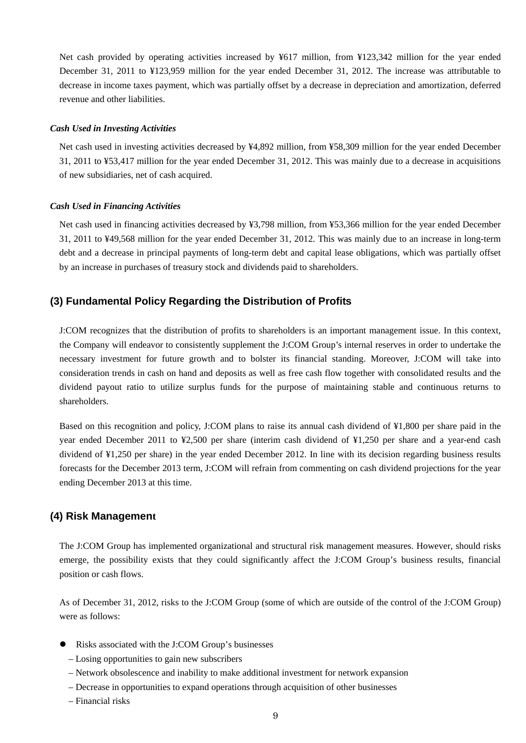Net cash provided by operating activities increased by ¥617 million, from ¥123,342 million for the year ended December 31, 2011 to ¥123,959 million for the year ended December 31, 2012. The increase was attributable to decrease in income taxes payment, which was partially offset by a decrease in depreciation and amortization, deferred revenue and other liabilities.

***Cash Used in Investing Activities***

Net cash used in investing activities decreased by ¥4,892 million, from ¥58,309 million for the year ended December 31, 2011 to ¥53,417 million for the year ended December 31, 2012. This was mainly due to a decrease in acquisitions of new subsidiaries, net of cash acquired.

***Cash Used in Financing Activities***

Net cash used in financing activities decreased by ¥3,798 million, from ¥53,366 million for the year ended December 31, 2011 to ¥49,568 million for the year ended December 31, 2012. This was mainly due to an increase in long-term debt and a decrease in principal payments of long-term debt and capital lease obligations, which was partially offset by an increase in purchases of treasury stock and dividends paid to shareholders.

## (3) Fundamental Policy Regarding the Distribution of Profits

J:COM recognizes that the distribution of profits to shareholders is an important management issue. In this context, the Company will endeavor to consistently supplement the J:COM Group's internal reserves in order to undertake the necessary investment for future growth and to bolster its financial standing. Moreover, J:COM will take into consideration trends in cash on hand and deposits as well as free cash flow together with consolidated results and the dividend payout ratio to utilize surplus funds for the purpose of maintaining stable and continuous returns to shareholders.

Based on this recognition and policy, J:COM plans to raise its annual cash dividend of ¥1,800 per share paid in the year ended December 2011 to ¥2,500 per share (interim cash dividend of ¥1,250 per share and a year-end cash dividend of ¥1,250 per share) in the year ended December 2012. In line with its decision regarding business results forecasts for the December 2013 term, J:COM will refrain from commenting on cash dividend projections for the year ending December 2013 at this time.

## (4) Risk Management

The J:COM Group has implemented organizational and structural risk management measures. However, should risks emerge, the possibility exists that they could significantly affect the J:COM Group's business results, financial position or cash flows.

As of December 31, 2012, risks to the J:COM Group (some of which are outside of the control of the J:COM Group) were as follows:

- Risks associated with the J:COM Group's businesses
  - – Losing opportunities to gain new subscribers
  - – Network obsolescence and inability to make additional investment for network expansion
  - – Decrease in opportunities to expand operations through acquisition of other businesses
  - – Financial risks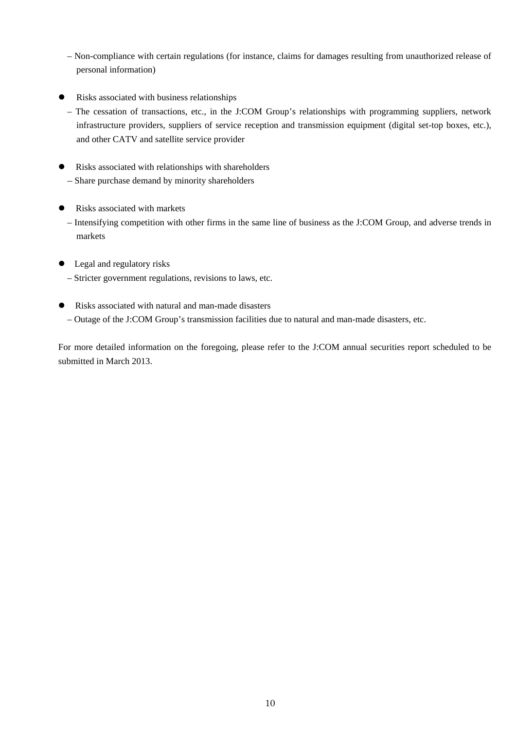– Non-compliance with certain regulations (for instance, claims for damages resulting from unauthorized release of personal information)

- Risks associated with business relationships
  – The cessation of transactions, etc., in the J:COM Group's relationships with programming suppliers, network infrastructure providers, suppliers of service reception and transmission equipment (digital set-top boxes, etc.), and other CATV and satellite service provider

- Risks associated with relationships with shareholders
  – Share purchase demand by minority shareholders

- Risks associated with markets
  – Intensifying competition with other firms in the same line of business as the J:COM Group, and adverse trends in markets

- Legal and regulatory risks
  – Stricter government regulations, revisions to laws, etc.

- Risks associated with natural and man-made disasters
  – Outage of the J:COM Group's transmission facilities due to natural and man-made disasters, etc.

For more detailed information on the foregoing, please refer to the J:COM annual securities report scheduled to be submitted in March 2013.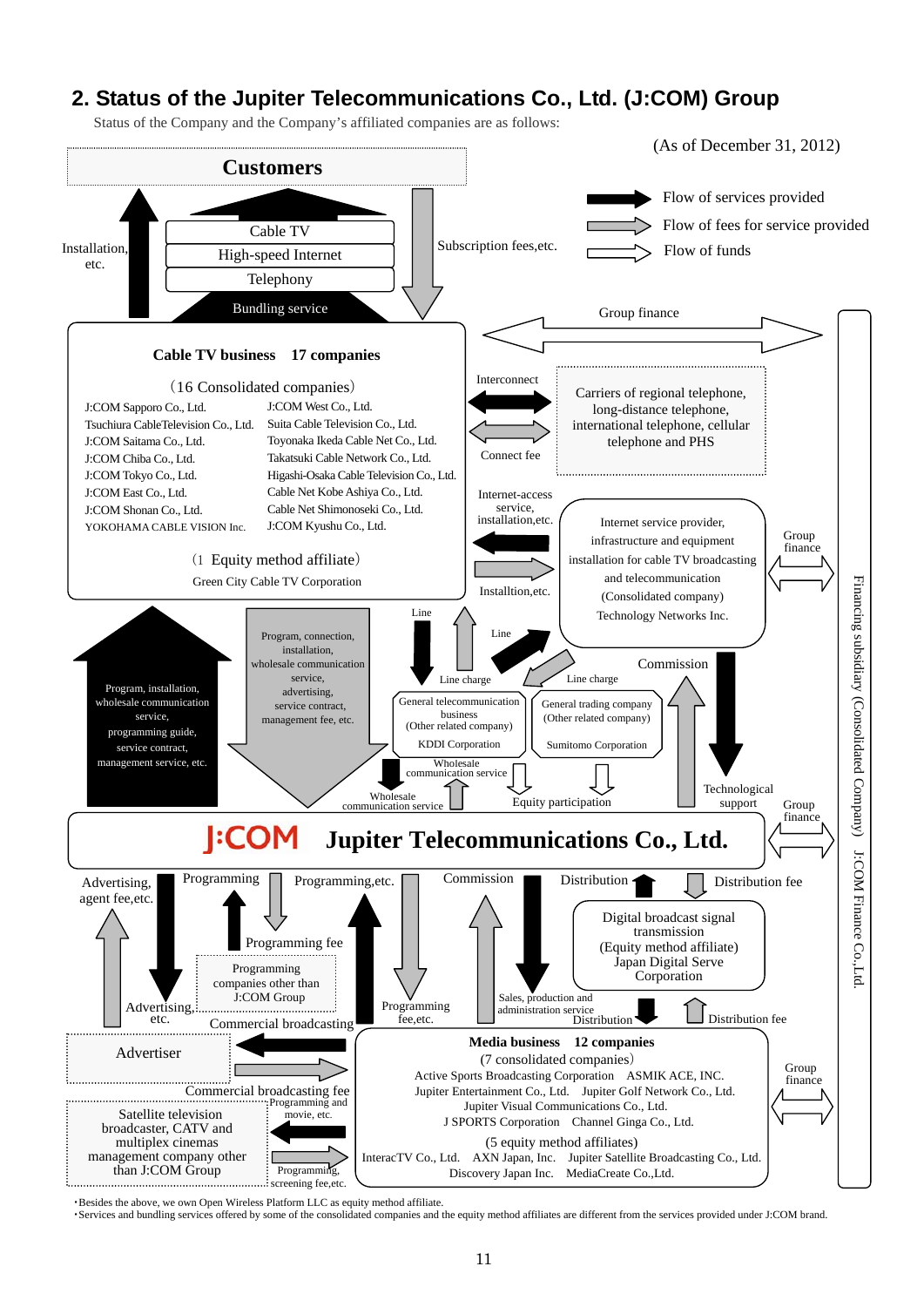## 2. Status of the Jupiter Telecommunications Co., Ltd. (J:COM) Group

Status of the Company and the Company's affiliated companies are as follows:

(As of December 31, 2012)

**Customers**

- Flow of services provided
- Flow of fees for service provided
- Flow of funds

Cable TV
High-speed Internet
Telephony
Bundling service

Installation, etc.

Subscription fees,etc.

Group finance

**Cable TV business 17 companies**

（16 Consolidated companies）

J:COM Sapporo Co., Ltd.
Tsuchiura CableTelevision Co., Ltd.
J:COM Saitama Co., Ltd.
J:COM Chiba Co., Ltd.
J:COM Tokyo Co., Ltd.
J:COM East Co., Ltd.
J:COM Shonan Co., Ltd.
YOKOHAMA CABLE VISION Inc.
J:COM West Co., Ltd.
Suita Cable Television Co., Ltd.
Toyonaka Ikeda Cable Net Co., Ltd.
Takatsuki Cable Network Co., Ltd.
Higashi-Osaka Cable Television Co., Ltd.
Cable Net Kobe Ashiya Co., Ltd.
Cable Net Shimonoseki Co., Ltd.
J:COM Kyushu Co., Ltd.

（1 Equity method affiliate）
Green City Cable TV Corporation

Interconnect

Connect fee

Carriers of regional telephone, long-distance telephone, international telephone, cellular telephone and PHS

Internet-access service, installation,etc.

Installtion,etc.

Internet service provider, infrastructure and equipment installation for cable TV broadcasting and telecommunication (Consolidated company)
Technology Networks Inc.

Group finance

Program, installation, wholesale communication service, programming guide, service contract, management service, etc.

Program, connection, installation, wholesale communication service, advertising, service contract, management fee, etc.

Line

Line charge

Line

Line charge

Commission

General telecommunication business (Other related company)
KDDI Corporation

General trading company (Other related company)
Sumitomo Corporation

Wholesale communication service

Wholesale communication service

Equity participation

Technological support

Group finance

**Jupiter Telecommunications Co., Ltd.**

Financing subsidiary (Consolidated Company) J:COM Finance Co.,Ltd.

Advertising, agent fee,etc.

Programming

Programming fee

Programming,etc.

Commission

Distribution

Distribution fee

Programming companies other than J:COM Group

Advertising, etc.

Commercial broadcasting

Programming fee,etc.

Sales, production and administration service

Digital broadcast signal transmission (Equity method affiliate)
Japan Digital Serve Corporation

Distribution

Distribution fee

Advertiser

Commercial broadcasting fee

Satellite television broadcaster, CATV and multiplex cinemas management company other than J:COM Group

Programming and movie, etc.

Programming, screening fee,etc.

**Media business 12 companies**

（7 consolidated companies）
Active Sports Broadcasting Corporation ASMIK ACE, INC.
Jupiter Entertainment Co., Ltd. Jupiter Golf Network Co., Ltd.
Jupiter Visual Communications Co., Ltd.
J SPORTS Corporation Channel Ginga Co., Ltd.

(5 equity method affiliates)
InteracTV Co., Ltd. AXN Japan, Inc. Jupiter Satellite Broadcasting Co., Ltd.
Discovery Japan Inc. MediaCreate Co.,Ltd.

Group finance

・Besides the above, we own Open Wireless Platform LLC as equity method affiliate.
・Services and bundling services offered by some of the consolidated companies and the equity method affiliates are different from the services provided under J:COM brand.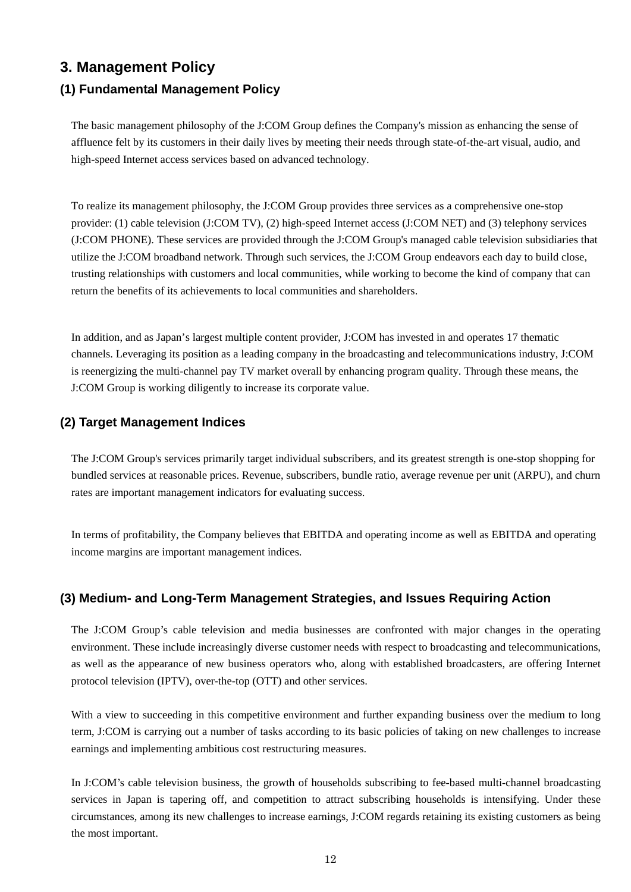# 3. Management Policy

## (1) Fundamental Management Policy

The basic management philosophy of the J:COM Group defines the Company's mission as enhancing the sense of affluence felt by its customers in their daily lives by meeting their needs through state-of-the-art visual, audio, and high-speed Internet access services based on advanced technology.

To realize its management philosophy, the J:COM Group provides three services as a comprehensive one-stop provider: (1) cable television (J:COM TV), (2) high-speed Internet access (J:COM NET) and (3) telephony services (J:COM PHONE). These services are provided through the J:COM Group's managed cable television subsidiaries that utilize the J:COM broadband network. Through such services, the J:COM Group endeavors each day to build close, trusting relationships with customers and local communities, while working to become the kind of company that can return the benefits of its achievements to local communities and shareholders.

In addition, and as Japan's largest multiple content provider, J:COM has invested in and operates 17 thematic channels. Leveraging its position as a leading company in the broadcasting and telecommunications industry, J:COM is reenergizing the multi-channel pay TV market overall by enhancing program quality. Through these means, the J:COM Group is working diligently to increase its corporate value.

## (2) Target Management Indices

The J:COM Group's services primarily target individual subscribers, and its greatest strength is one-stop shopping for bundled services at reasonable prices. Revenue, subscribers, bundle ratio, average revenue per unit (ARPU), and churn rates are important management indicators for evaluating success.

In terms of profitability, the Company believes that EBITDA and operating income as well as EBITDA and operating income margins are important management indices.

## (3) Medium- and Long-Term Management Strategies, and Issues Requiring Action

The J:COM Group's cable television and media businesses are confronted with major changes in the operating environment. These include increasingly diverse customer needs with respect to broadcasting and telecommunications, as well as the appearance of new business operators who, along with established broadcasters, are offering Internet protocol television (IPTV), over-the-top (OTT) and other services.

With a view to succeeding in this competitive environment and further expanding business over the medium to long term, J:COM is carrying out a number of tasks according to its basic policies of taking on new challenges to increase earnings and implementing ambitious cost restructuring measures.

In J:COM's cable television business, the growth of households subscribing to fee-based multi-channel broadcasting services in Japan is tapering off, and competition to attract subscribing households is intensifying. Under these circumstances, among its new challenges to increase earnings, J:COM regards retaining its existing customers as being the most important.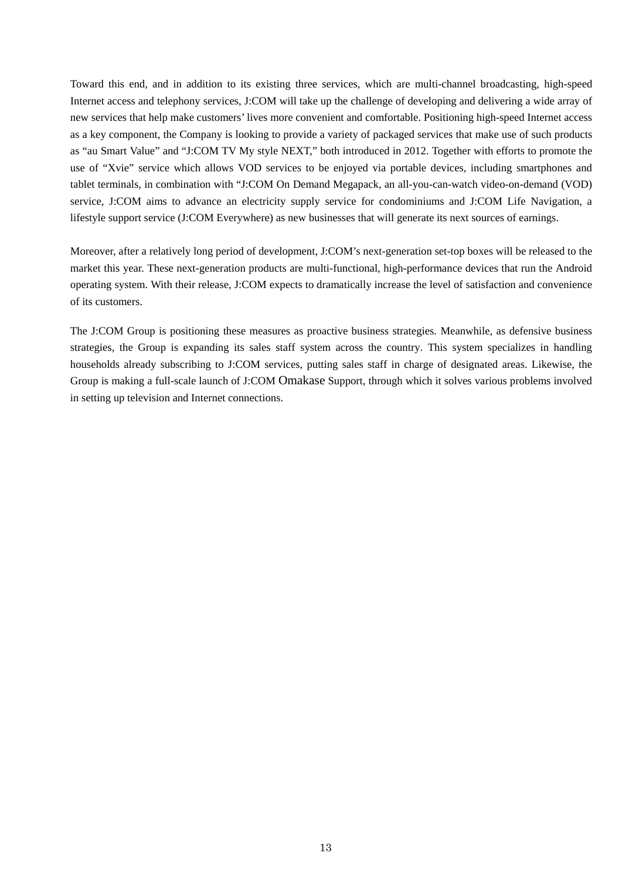Toward this end, and in addition to its existing three services, which are multi-channel broadcasting, high-speed Internet access and telephony services, J:COM will take up the challenge of developing and delivering a wide array of new services that help make customers' lives more convenient and comfortable. Positioning high-speed Internet access as a key component, the Company is looking to provide a variety of packaged services that make use of such products as "au Smart Value" and "J:COM TV My style NEXT," both introduced in 2012. Together with efforts to promote the use of "Xvie" service which allows VOD services to be enjoyed via portable devices, including smartphones and tablet terminals, in combination with "J:COM On Demand Megapack, an all-you-can-watch video-on-demand (VOD) service, J:COM aims to advance an electricity supply service for condominiums and J:COM Life Navigation, a lifestyle support service (J:COM Everywhere) as new businesses that will generate its next sources of earnings.

Moreover, after a relatively long period of development, J:COM's next-generation set-top boxes will be released to the market this year. These next-generation products are multi-functional, high-performance devices that run the Android operating system. With their release, J:COM expects to dramatically increase the level of satisfaction and convenience of its customers.

The J:COM Group is positioning these measures as proactive business strategies. Meanwhile, as defensive business strategies, the Group is expanding its sales staff system across the country. This system specializes in handling households already subscribing to J:COM services, putting sales staff in charge of designated areas. Likewise, the Group is making a full-scale launch of J:COM Omakase Support, through which it solves various problems involved in setting up television and Internet connections.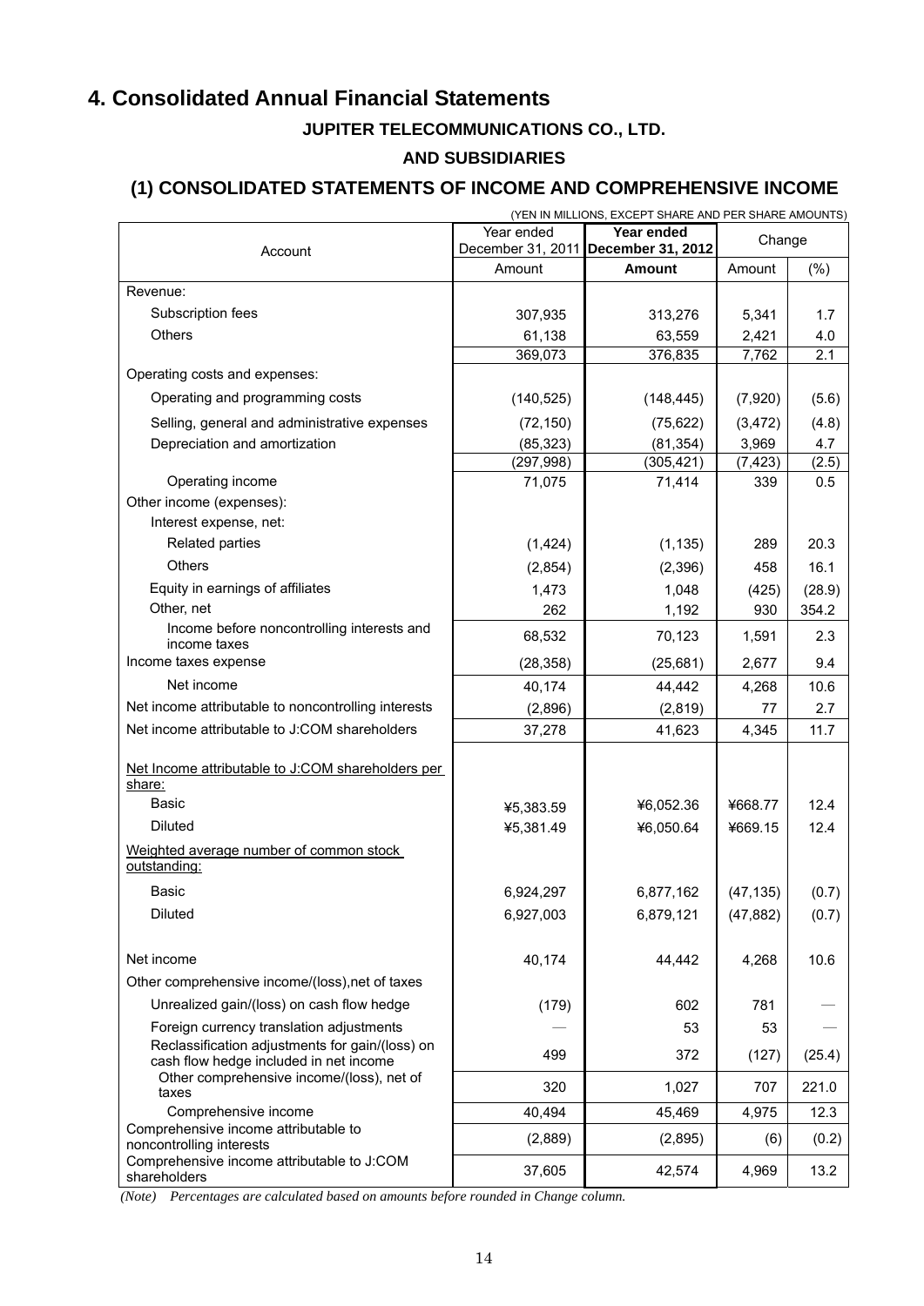# 4. Consolidated Annual Financial Statements

### JUPITER TELECOMMUNICATIONS CO., LTD.

### AND SUBSIDIARIES

## (1) CONSOLIDATED STATEMENTS OF INCOME AND COMPREHENSIVE INCOME

(YEN IN MILLIONS, EXCEPT SHARE AND PER SHARE AMOUNTS)

| Account | Year ended December 31, 2011 | **Year ended December 31, 2012** | Change | |
|---|---|---|---|---|
| | Amount | **Amount** | Amount | (%) |
| Revenue: | | | | |
| Subscription fees | 307,935 | 313,276 | 5,341 | 1.7 |
| Others | 61,138 | 63,559 | 2,421 | 4.0 |
| | 369,073 | 376,835 | 7,762 | 2.1 |
| Operating costs and expenses: | | | | |
| Operating and programming costs | (140,525) | (148,445) | (7,920) | (5.6) |
| Selling, general and administrative expenses | (72,150) | (75,622) | (3,472) | (4.8) |
| Depreciation and amortization | (85,323) | (81,354) | 3,969 | 4.7 |
| | (297,998) | (305,421) | (7,423) | (2.5) |
| Operating income | 71,075 | 71,414 | 339 | 0.5 |
| Other income (expenses): | | | | |
| Interest expense, net: | | | | |
| Related parties | (1,424) | (1,135) | 289 | 20.3 |
| Others | (2,854) | (2,396) | 458 | 16.1 |
| Equity in earnings of affiliates | 1,473 | 1,048 | (425) | (28.9) |
| Other, net | 262 | 1,192 | 930 | 354.2 |
| Income before noncontrolling interests and income taxes | 68,532 | 70,123 | 1,591 | 2.3 |
| Income taxes expense | (28,358) | (25,681) | 2,677 | 9.4 |
| Net income | 40,174 | 44,442 | 4,268 | 10.6 |
| Net income attributable to noncontrolling interests | (2,896) | (2,819) | 77 | 2.7 |
| Net income attributable to J:COM shareholders | 37,278 | 41,623 | 4,345 | 11.7 |
| Net Income attributable to J:COM shareholders per share: | | | | |
| Basic | ¥5,383.59 | ¥6,052.36 | ¥668.77 | 12.4 |
| Diluted | ¥5,381.49 | ¥6,050.64 | ¥669.15 | 12.4 |
| Weighted average number of common stock outstanding: | | | | |
| Basic | 6,924,297 | 6,877,162 | (47,135) | (0.7) |
| Diluted | 6,927,003 | 6,879,121 | (47,882) | (0.7) |
| Net income | 40,174 | 44,442 | 4,268 | 10.6 |
| Other comprehensive income/(loss),net of taxes | | | | |
| Unrealized gain/(loss) on cash flow hedge | (179) | 602 | 781 | — |
| Foreign currency translation adjustments | — | 53 | 53 | — |
| Reclassification adjustments for gain/(loss) on cash flow hedge included in net income | 499 | 372 | (127) | (25.4) |
| Other comprehensive income/(loss), net of taxes | 320 | 1,027 | 707 | 221.0 |
| Comprehensive income | 40,494 | 45,469 | 4,975 | 12.3 |
| Comprehensive income attributable to noncontrolling interests | (2,889) | (2,895) | (6) | (0.2) |
| Comprehensive income attributable to J:COM shareholders | 37,605 | 42,574 | 4,969 | 13.2 |

*(Note) Percentages are calculated based on amounts before rounded in Change column.*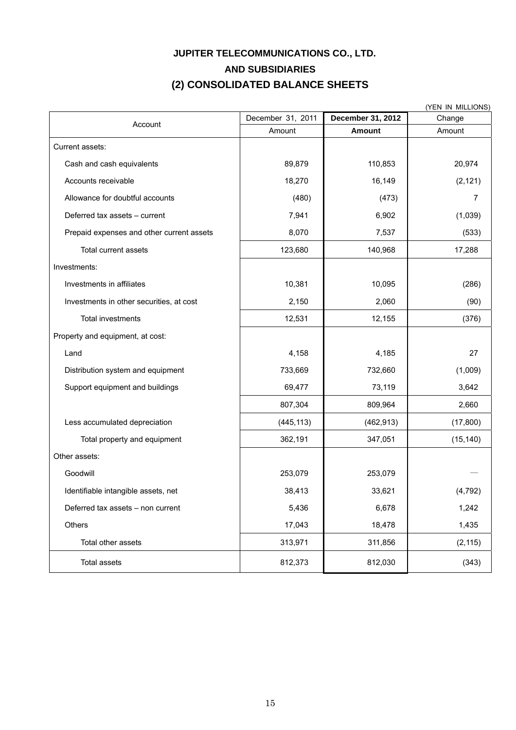# JUPITER TELECOMMUNICATIONS CO., LTD.
# AND SUBSIDIARIES
# (2) CONSOLIDATED BALANCE SHEETS

(YEN IN MILLIONS)

| Account | December 31, 2011 | **December 31, 2012** | Change |
|---|---|---|---|
| | Amount | **Amount** | Amount |
| Current assets: | | | |
| Cash and cash equivalents | 89,879 | 110,853 | 20,974 |
| Accounts receivable | 18,270 | 16,149 | (2,121) |
| Allowance for doubtful accounts | (480) | (473) | 7 |
| Deferred tax assets – current | 7,941 | 6,902 | (1,039) |
| Prepaid expenses and other current assets | 8,070 | 7,537 | (533) |
| Total current assets | 123,680 | 140,968 | 17,288 |
| Investments: | | | |
| Investments in affiliates | 10,381 | 10,095 | (286) |
| Investments in other securities, at cost | 2,150 | 2,060 | (90) |
| Total investments | 12,531 | 12,155 | (376) |
| Property and equipment, at cost: | | | |
| Land | 4,158 | 4,185 | 27 |
| Distribution system and equipment | 733,669 | 732,660 | (1,009) |
| Support equipment and buildings | 69,477 | 73,119 | 3,642 |
| | 807,304 | 809,964 | 2,660 |
| Less accumulated depreciation | (445,113) | (462,913) | (17,800) |
| Total property and equipment | 362,191 | 347,051 | (15,140) |
| Other assets: | | | |
| Goodwill | 253,079 | 253,079 | — |
| Identifiable intangible assets, net | 38,413 | 33,621 | (4,792) |
| Deferred tax assets – non current | 5,436 | 6,678 | 1,242 |
| Others | 17,043 | 18,478 | 1,435 |
| Total other assets | 313,971 | 311,856 | (2,115) |
| Total assets | 812,373 | 812,030 | (343) |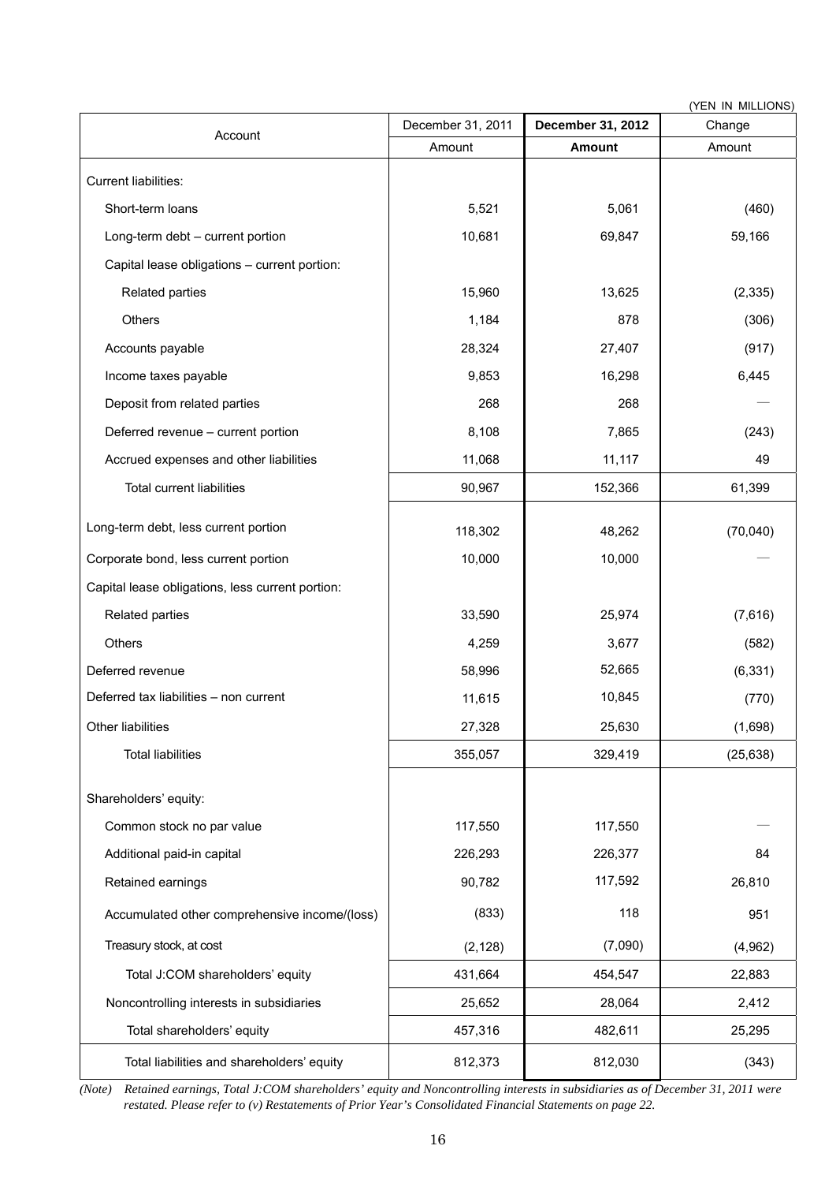(YEN IN MILLIONS)

| Account | December 31, 2011 | **December 31, 2012** | Change |
|---|---|---|---|
| | Amount | **Amount** | Amount |
| Current liabilities: | | | |
| Short-term loans | 5,521 | 5,061 | (460) |
| Long-term debt – current portion | 10,681 | 69,847 | 59,166 |
| Capital lease obligations – current portion: | | | |
| Related parties | 15,960 | 13,625 | (2,335) |
| Others | 1,184 | 878 | (306) |
| Accounts payable | 28,324 | 27,407 | (917) |
| Income taxes payable | 9,853 | 16,298 | 6,445 |
| Deposit from related parties | 268 | 268 | — |
| Deferred revenue – current portion | 8,108 | 7,865 | (243) |
| Accrued expenses and other liabilities | 11,068 | 11,117 | 49 |
| Total current liabilities | 90,967 | 152,366 | 61,399 |
| Long-term debt, less current portion | 118,302 | 48,262 | (70,040) |
| Corporate bond, less current portion | 10,000 | 10,000 | — |
| Capital lease obligations, less current portion: | | | |
| Related parties | 33,590 | 25,974 | (7,616) |
| Others | 4,259 | 3,677 | (582) |
| Deferred revenue | 58,996 | 52,665 | (6,331) |
| Deferred tax liabilities – non current | 11,615 | 10,845 | (770) |
| Other liabilities | 27,328 | 25,630 | (1,698) |
| Total liabilities | 355,057 | 329,419 | (25,638) |
| Shareholders' equity: | | | |
| Common stock no par value | 117,550 | 117,550 | — |
| Additional paid-in capital | 226,293 | 226,377 | 84 |
| Retained earnings | 90,782 | 117,592 | 26,810 |
| Accumulated other comprehensive income/(loss) | (833) | 118 | 951 |
| Treasury stock, at cost | (2,128) | (7,090) | (4,962) |
| Total J:COM shareholders' equity | 431,664 | 454,547 | 22,883 |
| Noncontrolling interests in subsidiaries | 25,652 | 28,064 | 2,412 |
| Total shareholders' equity | 457,316 | 482,611 | 25,295 |
| Total liabilities and shareholders' equity | 812,373 | 812,030 | (343) |

*(Note) Retained earnings, Total J:COM shareholders' equity and Noncontrolling interests in subsidiaries as of December 31, 2011 were restated. Please refer to (v) Restatements of Prior Year's Consolidated Financial Statements on page 22.*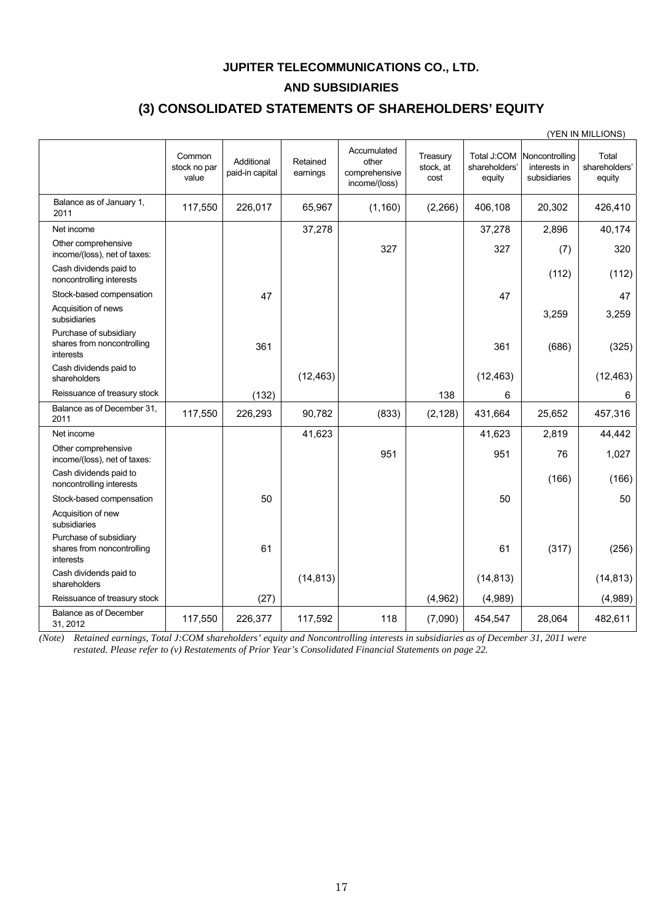# JUPITER TELECOMMUNICATIONS CO., LTD.

# AND SUBSIDIARIES

## (3) CONSOLIDATED STATEMENTS OF SHAREHOLDERS' EQUITY

(YEN IN MILLIONS)

| | Common stock no par value | Additional paid-in capital | Retained earnings | Accumulated other comprehensive income/(loss) | Treasury stock, at cost | Total J:COM shareholders' equity | Noncontrolling interests in subsidiaries | Total shareholders' equity |
|---|---|---|---|---|---|---|---|---|
| Balance as of January 1, 2011 | 117,550 | 226,017 | 65,967 | (1,160) | (2,266) | 406,108 | 20,302 | 426,410 |
| Net income | | | 37,278 | | | 37,278 | 2,896 | 40,174 |
| Other comprehensive income/(loss), net of taxes: | | | | 327 | | 327 | (7) | 320 |
| Cash dividends paid to noncontrolling interests | | | | | | | (112) | (112) |
| Stock-based compensation | | 47 | | | | 47 | | 47 |
| Acquisition of news subsidiaries | | | | | | | 3,259 | 3,259 |
| Purchase of subsidiary shares from noncontrolling interests | | 361 | | | | 361 | (686) | (325) |
| Cash dividends paid to shareholders | | | (12,463) | | | (12,463) | | (12,463) |
| Reissuance of treasury stock | | (132) | | | 138 | 6 | | 6 |
| Balance as of December 31, 2011 | 117,550 | 226,293 | 90,782 | (833) | (2,128) | 431,664 | 25,652 | 457,316 |
| Net income | | | 41,623 | | | 41,623 | 2,819 | 44,442 |
| Other comprehensive income/(loss), net of taxes: | | | | 951 | | 951 | 76 | 1,027 |
| Cash dividends paid to noncontrolling interests | | | | | | | (166) | (166) |
| Stock-based compensation | | 50 | | | | 50 | | 50 |
| Acquisition of new subsidiaries | | | | | | | | |
| Purchase of subsidiary shares from noncontrolling interests | | 61 | | | | 61 | (317) | (256) |
| Cash dividends paid to shareholders | | | (14,813) | | | (14,813) | | (14,813) |
| Reissuance of treasury stock | | (27) | | | (4,962) | (4,989) | | (4,989) |
| Balance as of December 31, 2012 | 117,550 | 226,377 | 117,592 | 118 | (7,090) | 454,547 | 28,064 | 482,611 |

*(Note) Retained earnings, Total J:COM shareholders' equity and Noncontrolling interests in subsidiaries as of December 31, 2011 were restated. Please refer to (v) Restatements of Prior Year's Consolidated Financial Statements on page 22.*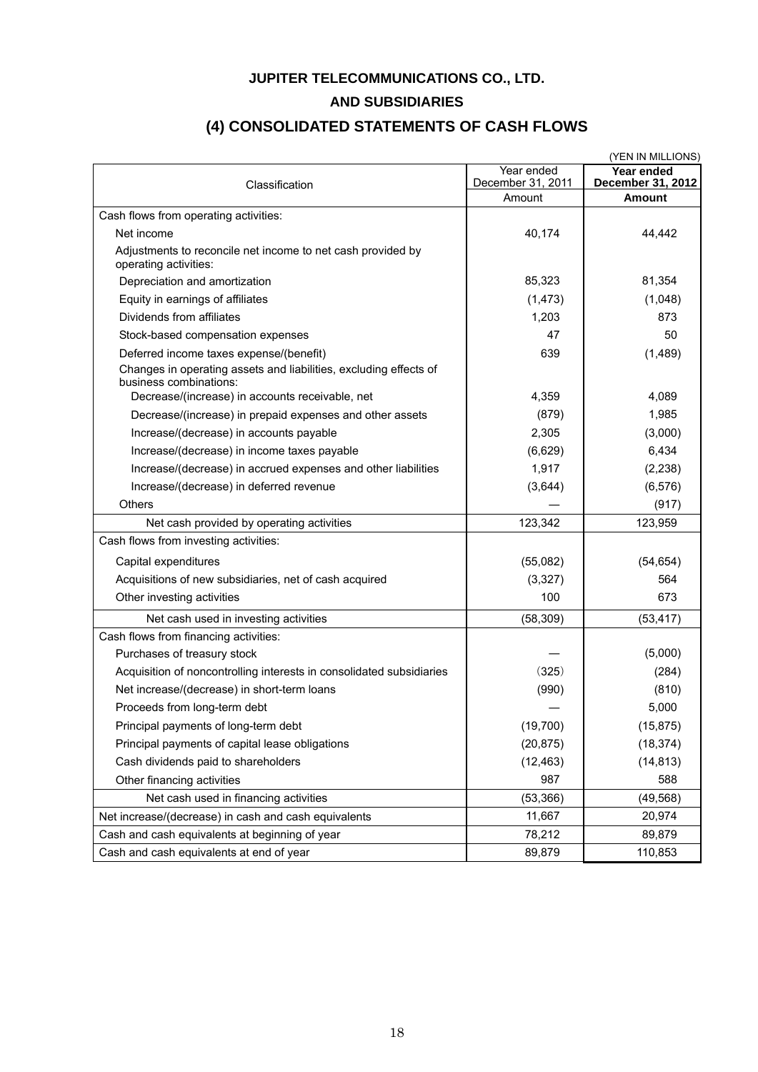# JUPITER TELECOMMUNICATIONS CO., LTD.
# AND SUBSIDIARIES
## (4) CONSOLIDATED STATEMENTS OF CASH FLOWS

(YEN IN MILLIONS)

| Classification | Year ended December 31, 2011 Amount | **Year ended December 31, 2012 Amount** |
|---|---|---|
| Cash flows from operating activities: | | |
| Net income | 40,174 | 44,442 |
| Adjustments to reconcile net income to net cash provided by operating activities: | | |
| Depreciation and amortization | 85,323 | 81,354 |
| Equity in earnings of affiliates | (1,473) | (1,048) |
| Dividends from affiliates | 1,203 | 873 |
| Stock-based compensation expenses | 47 | 50 |
| Deferred income taxes expense/(benefit) | 639 | (1,489) |
| Changes in operating assets and liabilities, excluding effects of business combinations: | | |
| Decrease/(increase) in accounts receivable, net | 4,359 | 4,089 |
| Decrease/(increase) in prepaid expenses and other assets | (879) | 1,985 |
| Increase/(decrease) in accounts payable | 2,305 | (3,000) |
| Increase/(decrease) in income taxes payable | (6,629) | 6,434 |
| Increase/(decrease) in accrued expenses and other liabilities | 1,917 | (2,238) |
| Increase/(decrease) in deferred revenue | (3,644) | (6,576) |
| Others | — | (917) |
| Net cash provided by operating activities | 123,342 | 123,959 |
| Cash flows from investing activities: | | |
| Capital expenditures | (55,082) | (54,654) |
| Acquisitions of new subsidiaries, net of cash acquired | (3,327) | 564 |
| Other investing activities | 100 | 673 |
| Net cash used in investing activities | (58,309) | (53,417) |
| Cash flows from financing activities: | | |
| Purchases of treasury stock | — | (5,000) |
| Acquisition of noncontrolling interests in consolidated subsidiaries | (325) | (284) |
| Net increase/(decrease) in short-term loans | (990) | (810) |
| Proceeds from long-term debt | — | 5,000 |
| Principal payments of long-term debt | (19,700) | (15,875) |
| Principal payments of capital lease obligations | (20,875) | (18,374) |
| Cash dividends paid to shareholders | (12,463) | (14,813) |
| Other financing activities | 987 | 588 |
| Net cash used in financing activities | (53,366) | (49,568) |
| Net increase/(decrease) in cash and cash equivalents | 11,667 | 20,974 |
| Cash and cash equivalents at beginning of year | 78,212 | 89,879 |
| Cash and cash equivalents at end of year | 89,879 | 110,853 |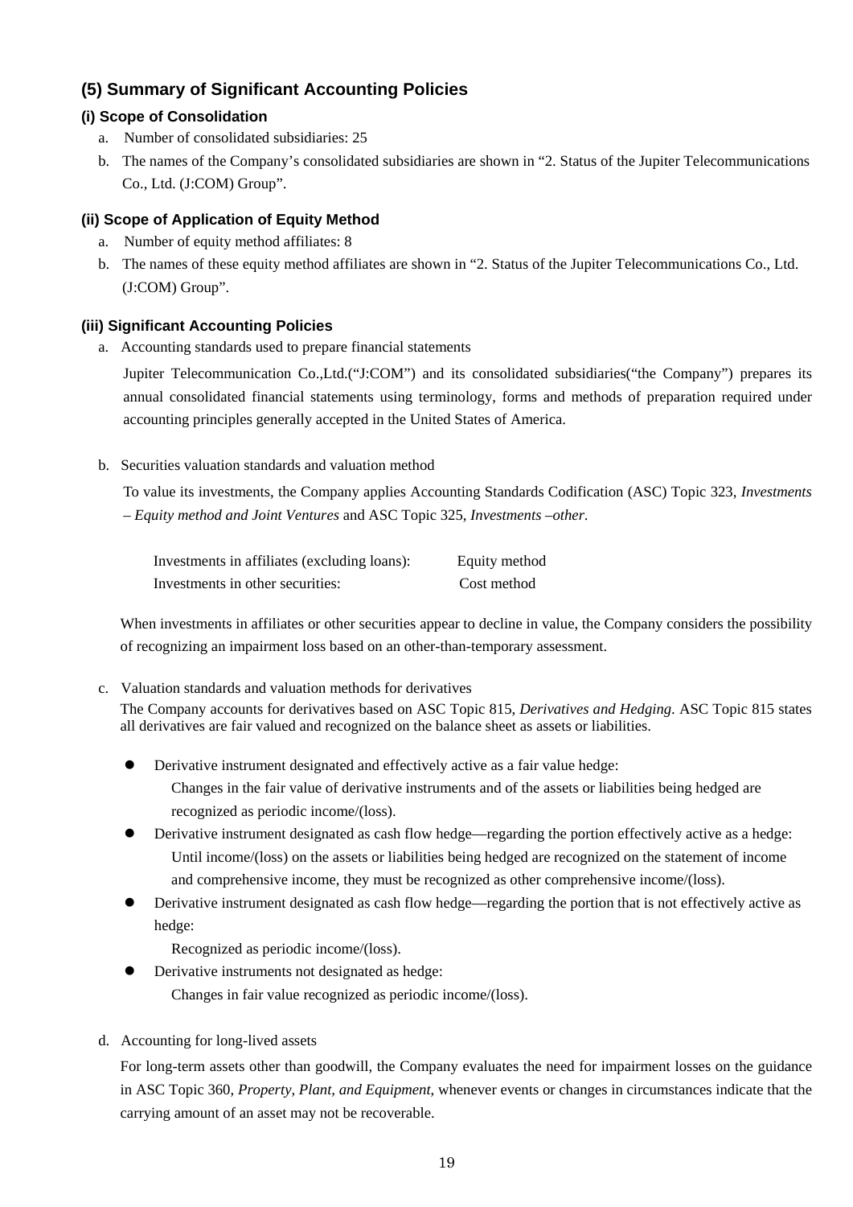## (5) Summary of Significant Accounting Policies

### (i) Scope of Consolidation

a. Number of consolidated subsidiaries: 25

b. The names of the Company's consolidated subsidiaries are shown in "2. Status of the Jupiter Telecommunications Co., Ltd. (J:COM) Group".

### (ii) Scope of Application of Equity Method

a. Number of equity method affiliates: 8

b. The names of these equity method affiliates are shown in "2. Status of the Jupiter Telecommunications Co., Ltd. (J:COM) Group".

### (iii) Significant Accounting Policies

a. Accounting standards used to prepare financial statements

Jupiter Telecommunication Co.,Ltd.("J:COM") and its consolidated subsidiaries("the Company") prepares its annual consolidated financial statements using terminology, forms and methods of preparation required under accounting principles generally accepted in the United States of America.

b. Securities valuation standards and valuation method

To value its investments, the Company applies Accounting Standards Codification (ASC) Topic 323, *Investments – Equity method and Joint Ventures* and ASC Topic 325, *Investments –other*.

| | |
|---|---|
| Investments in affiliates (excluding loans): | Equity method |
| Investments in other securities: | Cost method |

When investments in affiliates or other securities appear to decline in value, the Company considers the possibility of recognizing an impairment loss based on an other-than-temporary assessment.

c. Valuation standards and valuation methods for derivatives

The Company accounts for derivatives based on ASC Topic 815, *Derivatives and Hedging*. ASC Topic 815 states all derivatives are fair valued and recognized on the balance sheet as assets or liabilities.

- Derivative instrument designated and effectively active as a fair value hedge:
  Changes in the fair value of derivative instruments and of the assets or liabilities being hedged are recognized as periodic income/(loss).
- Derivative instrument designated as cash flow hedge—regarding the portion effectively active as a hedge:
  Until income/(loss) on the assets or liabilities being hedged are recognized on the statement of income and comprehensive income, they must be recognized as other comprehensive income/(loss).
- Derivative instrument designated as cash flow hedge—regarding the portion that is not effectively active as hedge:
  Recognized as periodic income/(loss).
- Derivative instruments not designated as hedge:
  Changes in fair value recognized as periodic income/(loss).

d. Accounting for long-lived assets

For long-term assets other than goodwill, the Company evaluates the need for impairment losses on the guidance in ASC Topic 360, *Property, Plant, and Equipment*, whenever events or changes in circumstances indicate that the carrying amount of an asset may not be recoverable.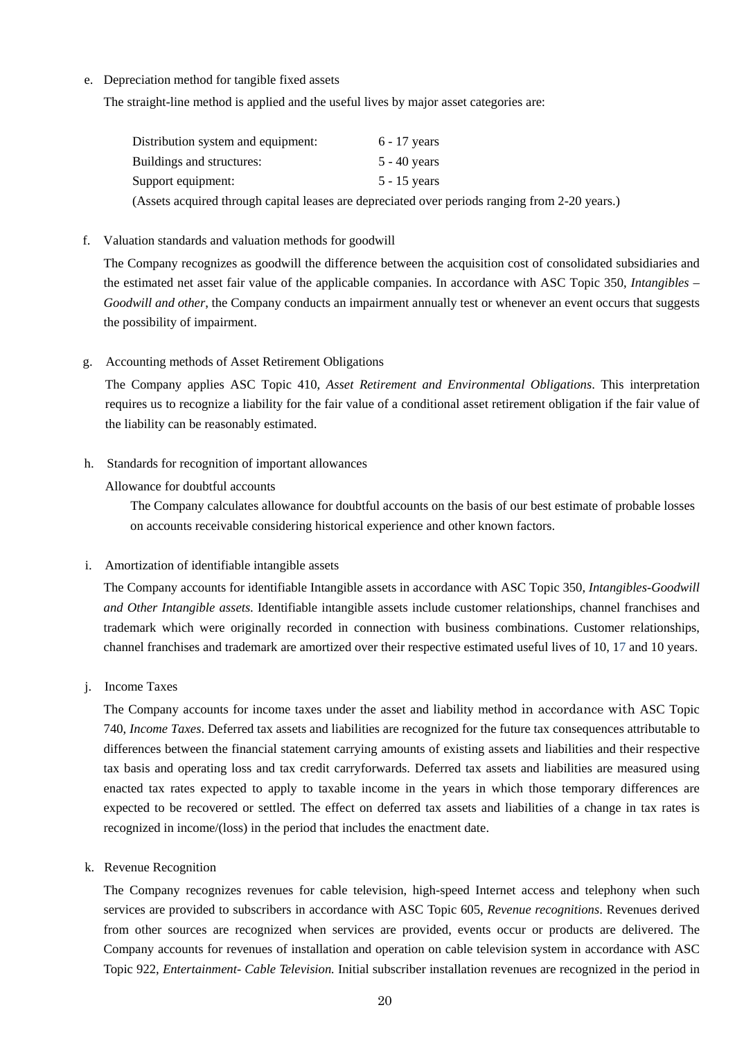e. Depreciation method for tangible fixed assets

The straight-line method is applied and the useful lives by major asset categories are:

| | |
|---|---|
| Distribution system and equipment: | 6 - 17 years |
| Buildings and structures: | 5 - 40 years |
| Support equipment: | 5 - 15 years |

(Assets acquired through capital leases are depreciated over periods ranging from 2-20 years.)

f. Valuation standards and valuation methods for goodwill

The Company recognizes as goodwill the difference between the acquisition cost of consolidated subsidiaries and the estimated net asset fair value of the applicable companies. In accordance with ASC Topic 350, *Intangibles – Goodwill and other*, the Company conducts an impairment annually test or whenever an event occurs that suggests the possibility of impairment.

g. Accounting methods of Asset Retirement Obligations

The Company applies ASC Topic 410, *Asset Retirement and Environmental Obligations*. This interpretation requires us to recognize a liability for the fair value of a conditional asset retirement obligation if the fair value of the liability can be reasonably estimated.

h. Standards for recognition of important allowances

Allowance for doubtful accounts

The Company calculates allowance for doubtful accounts on the basis of our best estimate of probable losses on accounts receivable considering historical experience and other known factors.

i. Amortization of identifiable intangible assets

The Company accounts for identifiable Intangible assets in accordance with ASC Topic 350, *Intangibles-Goodwill and Other Intangible assets*. Identifiable intangible assets include customer relationships, channel franchises and trademark which were originally recorded in connection with business combinations. Customer relationships, channel franchises and trademark are amortized over their respective estimated useful lives of 10, 17 and 10 years.

j. Income Taxes

The Company accounts for income taxes under the asset and liability method in accordance with ASC Topic 740, *Income Taxes*. Deferred tax assets and liabilities are recognized for the future tax consequences attributable to differences between the financial statement carrying amounts of existing assets and liabilities and their respective tax basis and operating loss and tax credit carryforwards. Deferred tax assets and liabilities are measured using enacted tax rates expected to apply to taxable income in the years in which those temporary differences are expected to be recovered or settled. The effect on deferred tax assets and liabilities of a change in tax rates is recognized in income/(loss) in the period that includes the enactment date.

k. Revenue Recognition

The Company recognizes revenues for cable television, high-speed Internet access and telephony when such services are provided to subscribers in accordance with ASC Topic 605, *Revenue recognitions*. Revenues derived from other sources are recognized when services are provided, events occur or products are delivered. The Company accounts for revenues of installation and operation on cable television system in accordance with ASC Topic 922, *Entertainment- Cable Television.* Initial subscriber installation revenues are recognized in the period in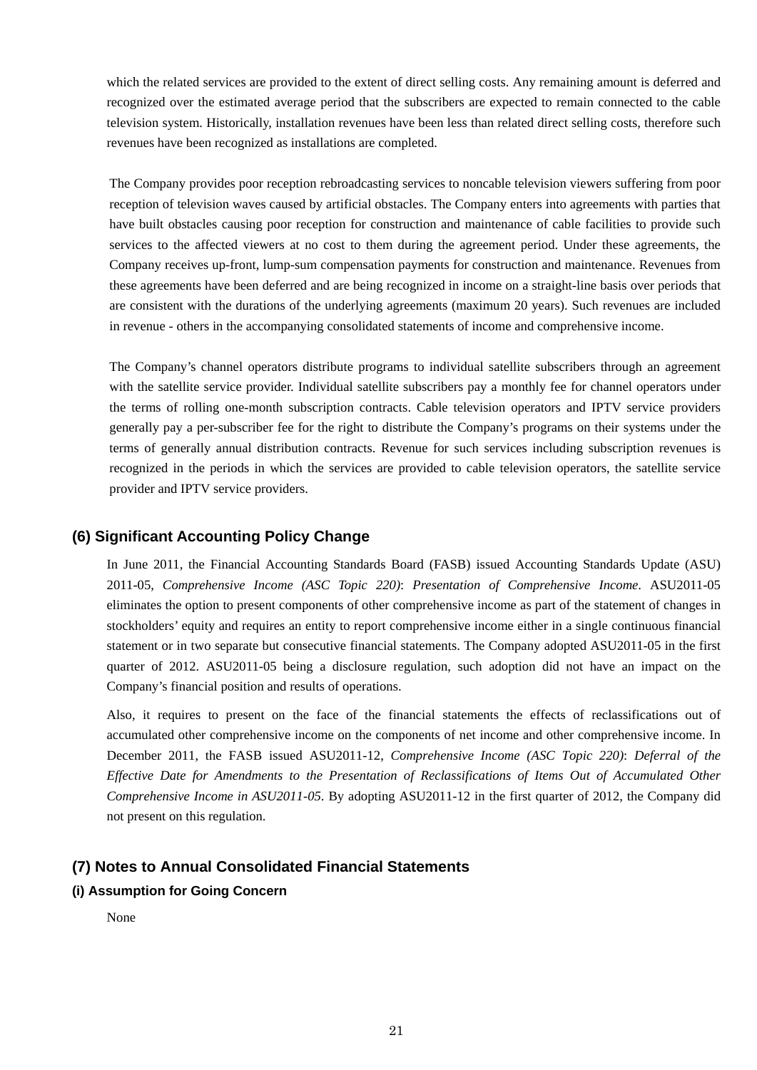which the related services are provided to the extent of direct selling costs. Any remaining amount is deferred and recognized over the estimated average period that the subscribers are expected to remain connected to the cable television system. Historically, installation revenues have been less than related direct selling costs, therefore such revenues have been recognized as installations are completed.

The Company provides poor reception rebroadcasting services to noncable television viewers suffering from poor reception of television waves caused by artificial obstacles. The Company enters into agreements with parties that have built obstacles causing poor reception for construction and maintenance of cable facilities to provide such services to the affected viewers at no cost to them during the agreement period. Under these agreements, the Company receives up-front, lump-sum compensation payments for construction and maintenance. Revenues from these agreements have been deferred and are being recognized in income on a straight-line basis over periods that are consistent with the durations of the underlying agreements (maximum 20 years). Such revenues are included in revenue - others in the accompanying consolidated statements of income and comprehensive income.

The Company's channel operators distribute programs to individual satellite subscribers through an agreement with the satellite service provider. Individual satellite subscribers pay a monthly fee for channel operators under the terms of rolling one-month subscription contracts. Cable television operators and IPTV service providers generally pay a per-subscriber fee for the right to distribute the Company's programs on their systems under the terms of generally annual distribution contracts. Revenue for such services including subscription revenues is recognized in the periods in which the services are provided to cable television operators, the satellite service provider and IPTV service providers.

## (6) Significant Accounting Policy Change

In June 2011, the Financial Accounting Standards Board (FASB) issued Accounting Standards Update (ASU) 2011-05, *Comprehensive Income (ASC Topic 220)*: *Presentation of Comprehensive Income*. ASU2011-05 eliminates the option to present components of other comprehensive income as part of the statement of changes in stockholders' equity and requires an entity to report comprehensive income either in a single continuous financial statement or in two separate but consecutive financial statements. The Company adopted ASU2011-05 in the first quarter of 2012. ASU2011-05 being a disclosure regulation, such adoption did not have an impact on the Company's financial position and results of operations.

Also, it requires to present on the face of the financial statements the effects of reclassifications out of accumulated other comprehensive income on the components of net income and other comprehensive income. In December 2011, the FASB issued ASU2011-12, *Comprehensive Income (ASC Topic 220)*: *Deferral of the Effective Date for Amendments to the Presentation of Reclassifications of Items Out of Accumulated Other Comprehensive Income in ASU2011-05*. By adopting ASU2011-12 in the first quarter of 2012, the Company did not present on this regulation.

## (7) Notes to Annual Consolidated Financial Statements

### (i) Assumption for Going Concern

None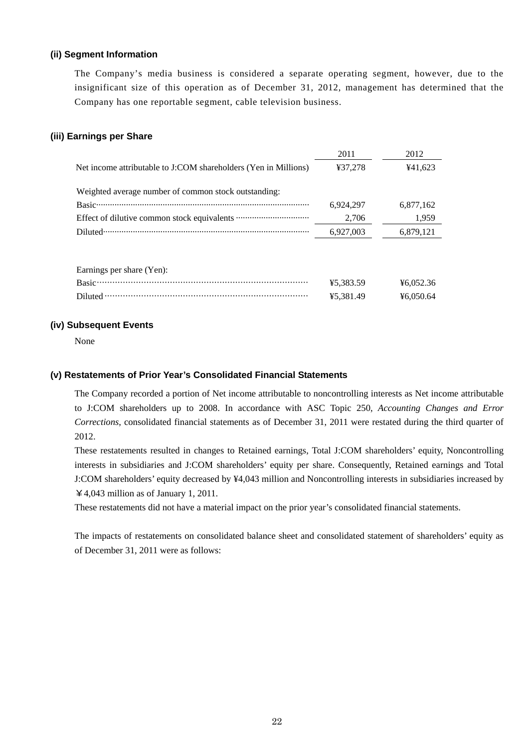### (ii) Segment Information

The Company's media business is considered a separate operating segment, however, due to the insignificant size of this operation as of December 31, 2012, management has determined that the Company has one reportable segment, cable television business.

### (iii) Earnings per Share

| | 2011 | 2012 |
|---|---|---|
| Net income attributable to J:COM shareholders (Yen in Millions) | ¥37,278 | ¥41,623 |
| | | |
| Weighted average number of common stock outstanding: | | |
| Basic | 6,924,297 | 6,877,162 |
| Effect of dilutive common stock equivalents | 2,706 | 1,959 |
| Diluted | 6,927,003 | 6,879,121 |
| | | |
| Earnings per share (Yen): | | |
| Basic | ¥5,383.59 | ¥6,052.36 |
| Diluted | ¥5,381.49 | ¥6,050.64 |

### (iv) Subsequent Events

None

### (v) Restatements of Prior Year's Consolidated Financial Statements

The Company recorded a portion of Net income attributable to noncontrolling interests as Net income attributable to J:COM shareholders up to 2008. In accordance with ASC Topic 250, *Accounting Changes and Error Corrections*, consolidated financial statements as of December 31, 2011 were restated during the third quarter of 2012.

These restatements resulted in changes to Retained earnings, Total J:COM shareholders' equity, Noncontrolling interests in subsidiaries and J:COM shareholders' equity per share. Consequently, Retained earnings and Total J:COM shareholders' equity decreased by ¥4,043 million and Noncontrolling interests in subsidiaries increased by ￥4,043 million as of January 1, 2011.

These restatements did not have a material impact on the prior year's consolidated financial statements.

The impacts of restatements on consolidated balance sheet and consolidated statement of shareholders' equity as of December 31, 2011 were as follows: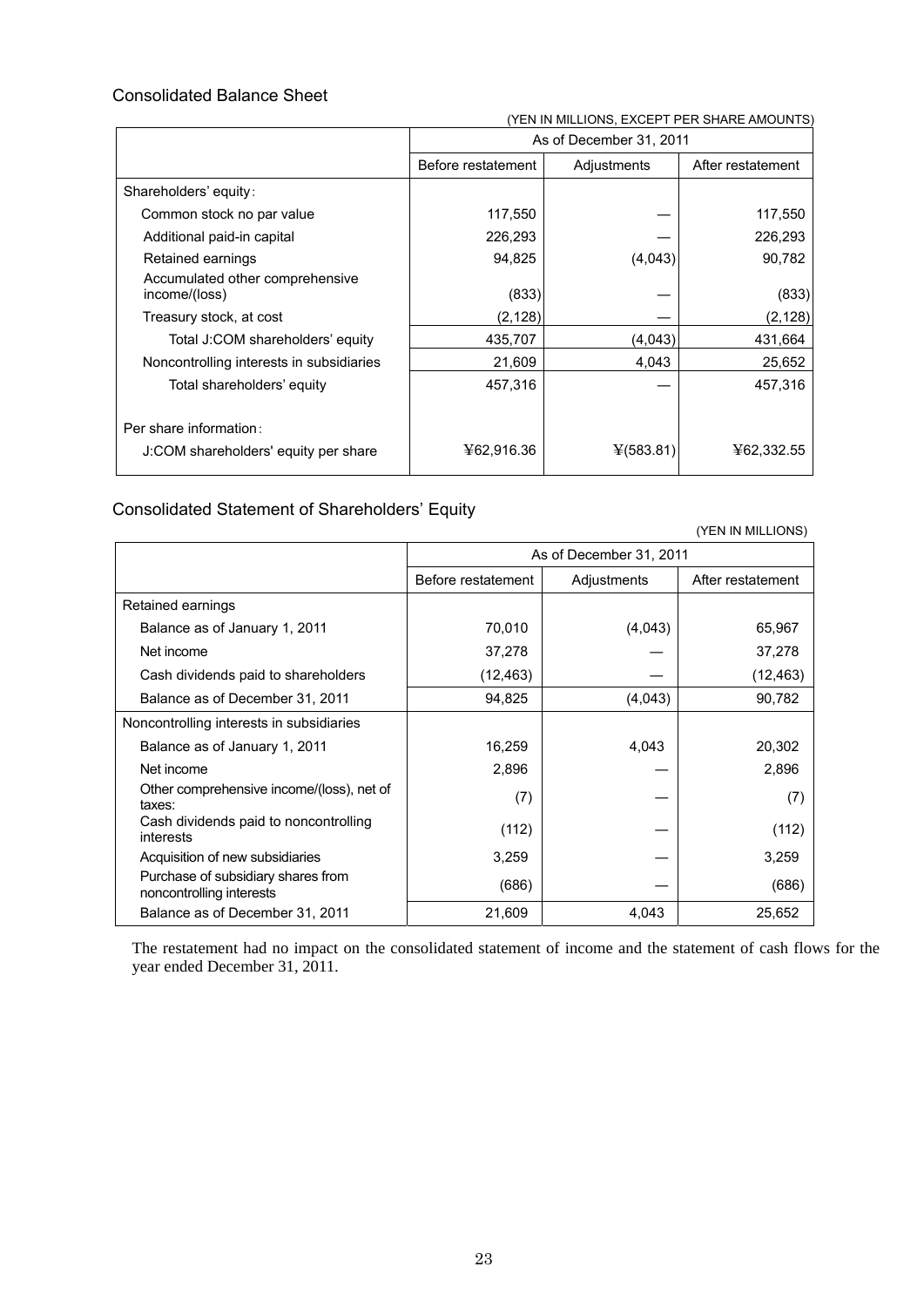## Consolidated Balance Sheet

(YEN IN MILLIONS, EXCEPT PER SHARE AMOUNTS)

| | As of December 31, 2011 | | |
|---|---|---|---|
| | Before restatement | Adjustments | After restatement |
| Shareholders' equity: | | | |
| Common stock no par value | 117,550 | — | 117,550 |
| Additional paid-in capital | 226,293 | — | 226,293 |
| Retained earnings | 94,825 | (4,043) | 90,782 |
| Accumulated other comprehensive income/(loss) | (833) | — | (833) |
| Treasury stock, at cost | (2,128) | — | (2,128) |
| Total J:COM shareholders' equity | 435,707 | (4,043) | 431,664 |
| Noncontrolling interests in subsidiaries | 21,609 | 4,043 | 25,652 |
| Total shareholders' equity | 457,316 | — | 457,316 |
| Per share information: | | | |
| J:COM shareholders' equity per share | ¥62,916.36 | ¥(583.81) | ¥62,332.55 |

## Consolidated Statement of Shareholders' Equity

(YEN IN MILLIONS)

| | As of December 31, 2011 | | |
|---|---|---|---|
| | Before restatement | Adjustments | After restatement |
| Retained earnings | | | |
| Balance as of January 1, 2011 | 70,010 | (4,043) | 65,967 |
| Net income | 37,278 | — | 37,278 |
| Cash dividends paid to shareholders | (12,463) | — | (12,463) |
| Balance as of December 31, 2011 | 94,825 | (4,043) | 90,782 |
| Noncontrolling interests in subsidiaries | | | |
| Balance as of January 1, 2011 | 16,259 | 4,043 | 20,302 |
| Net income | 2,896 | — | 2,896 |
| Other comprehensive income/(loss), net of taxes: | (7) | — | (7) |
| Cash dividends paid to noncontrolling interests | (112) | — | (112) |
| Acquisition of new subsidiaries | 3,259 | — | 3,259 |
| Purchase of subsidiary shares from noncontrolling interests | (686) | — | (686) |
| Balance as of December 31, 2011 | 21,609 | 4,043 | 25,652 |

The restatement had no impact on the consolidated statement of income and the statement of cash flows for the year ended December 31, 2011.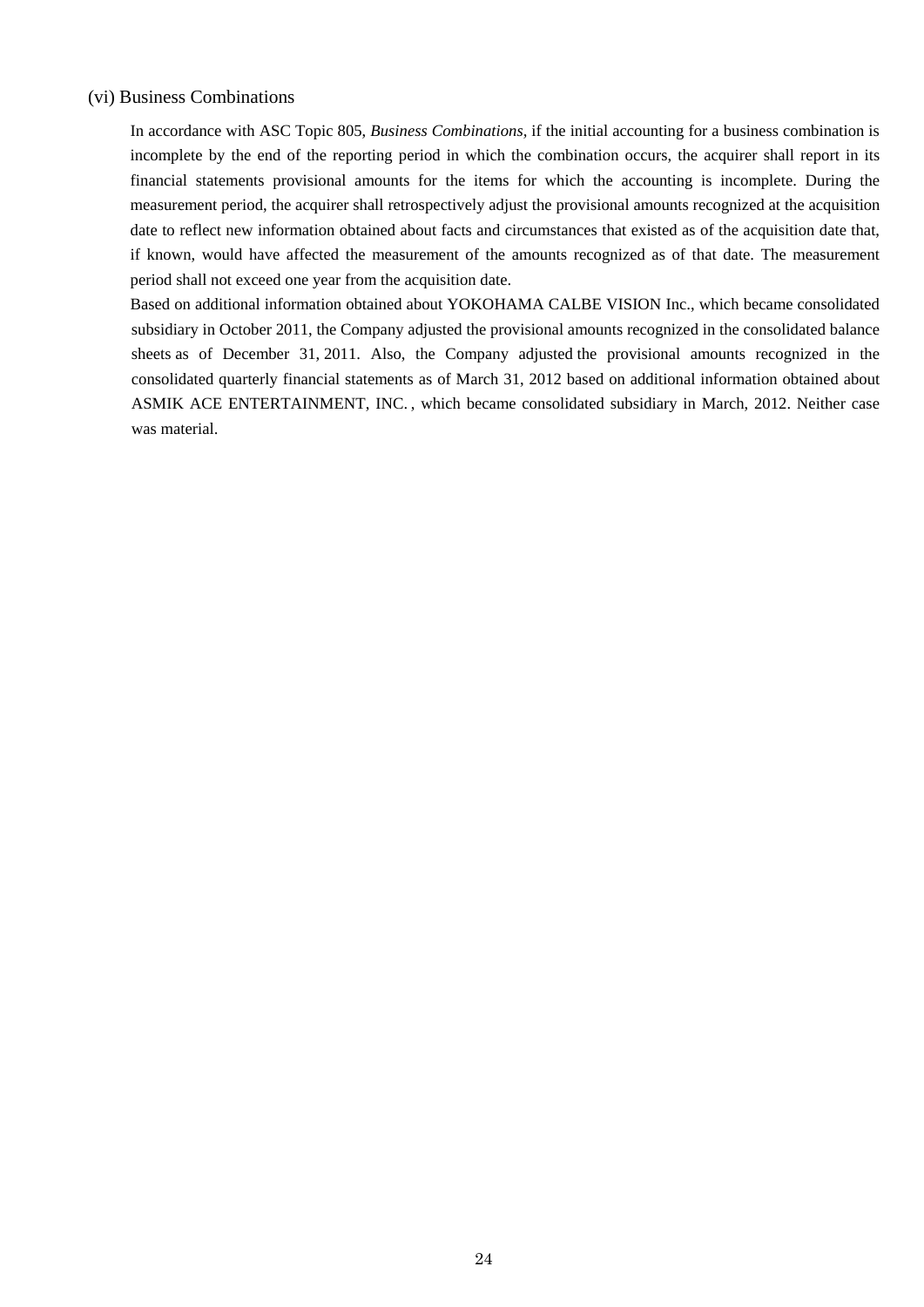### (vi) Business Combinations

In accordance with ASC Topic 805, *Business Combinations*, if the initial accounting for a business combination is incomplete by the end of the reporting period in which the combination occurs, the acquirer shall report in its financial statements provisional amounts for the items for which the accounting is incomplete. During the measurement period, the acquirer shall retrospectively adjust the provisional amounts recognized at the acquisition date to reflect new information obtained about facts and circumstances that existed as of the acquisition date that, if known, would have affected the measurement of the amounts recognized as of that date. The measurement period shall not exceed one year from the acquisition date.

Based on additional information obtained about YOKOHAMA CALBE VISION Inc., which became consolidated subsidiary in October 2011, the Company adjusted the provisional amounts recognized in the consolidated balance sheets as of December 31, 2011. Also, the Company adjusted the provisional amounts recognized in the consolidated quarterly financial statements as of March 31, 2012 based on additional information obtained about ASMIK ACE ENTERTAINMENT, INC. , which became consolidated subsidiary in March, 2012. Neither case was material.